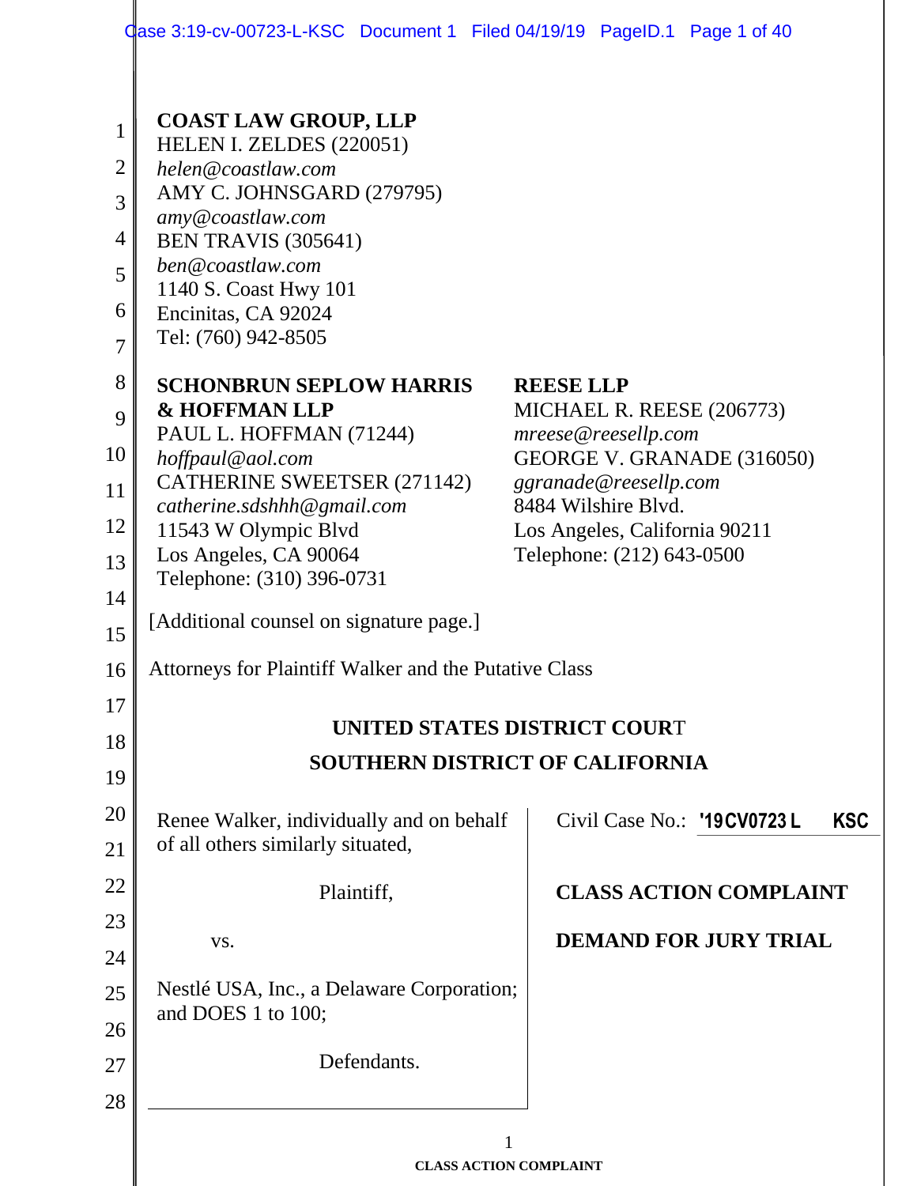**COAST LAW GROUP, LLP**
HELEN I. ZELDES (220051)
*helen@coastlaw.com*
AMY C. JOHNSGARD (279795)
*amy@coastlaw.com*
BEN TRAVIS (305641)
*ben@coastlaw.com*
1140 S. Coast Hwy 101
Encinitas, CA 92024
Tel: (760) 942-8505

**SCHONBRUN SEPLOW HARRIS & HOFFMAN LLP**
PAUL L. HOFFMAN (71244)
*hoffpaul@aol.com*
CATHERINE SWEETSER (271142)
*catherine.sdshhh@gmail.com*
11543 W Olympic Blvd
Los Angeles, CA 90064
Telephone: (310) 396-0731

**REESE LLP**
MICHAEL R. REESE (206773)
*mreese@reesellp.com*
GEORGE V. GRANADE (316050)
*ggranade@reesellp.com*
8484 Wilshire Blvd.
Los Angeles, California 90211
Telephone: (212) 643-0500

[Additional counsel on signature page.]

Attorneys for Plaintiff Walker and the Putative Class

**UNITED STATES DISTRICT COURT**
**SOUTHERN DISTRICT OF CALIFORNIA**

Renee Walker, individually and on behalf of all others similarly situated,

Plaintiff,

vs.

Nestlé USA, Inc., a Delaware Corporation; and DOES 1 to 100;

Defendants.

Civil Case No.: '19CV0723 L KSC

**CLASS ACTION COMPLAINT**

**DEMAND FOR JURY TRIAL**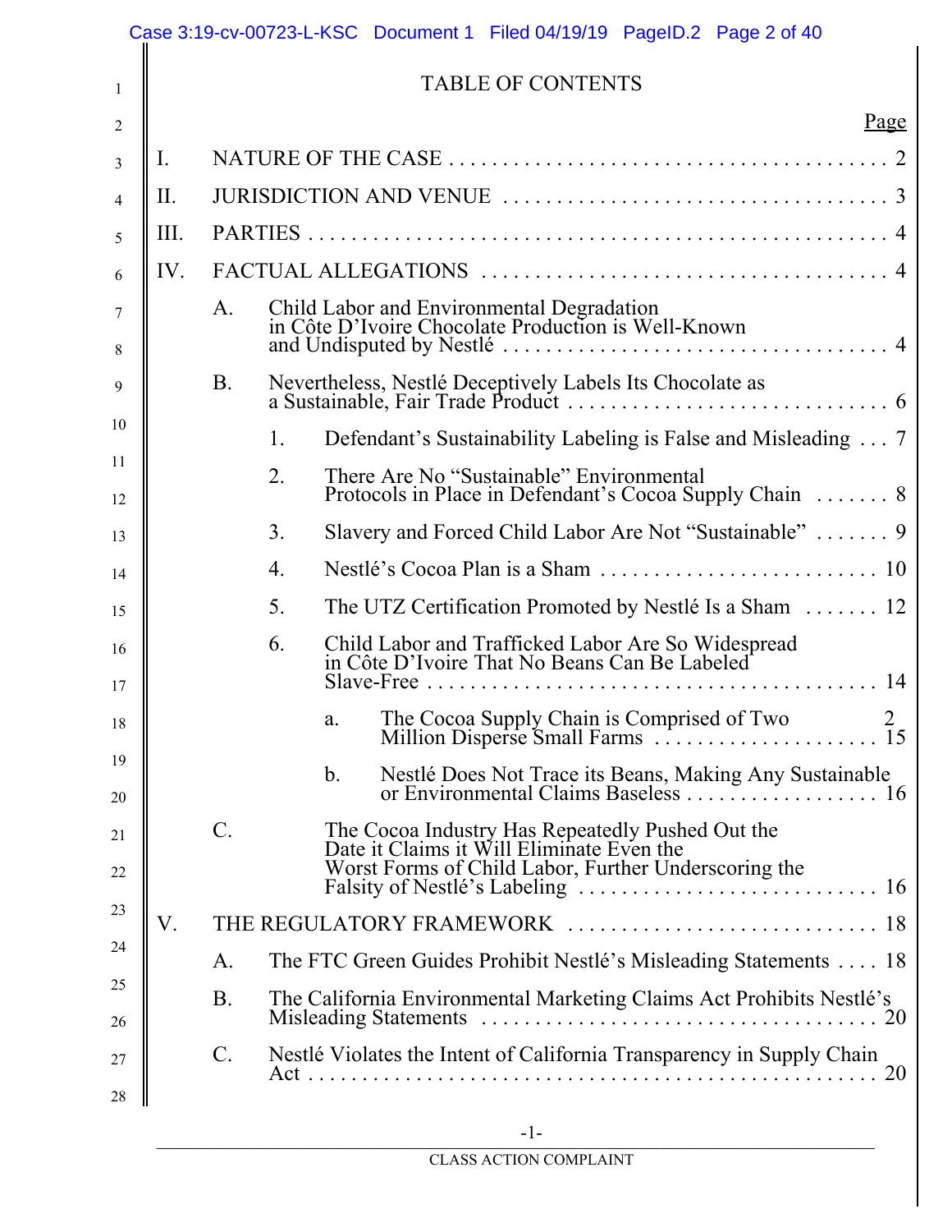# TABLE OF CONTENTS

Page

I. NATURE OF THE CASE . . . . . . . . . . 2

II. JURISDICTION AND VENUE . . . . . . . . . . 3

III. PARTIES . . . . . . . . . . 4

IV. FACTUAL ALLEGATIONS . . . . . . . . . . 4

- A. Child Labor and Environmental Degradation in Côte D'Ivoire Chocolate Production is Well-Known and Undisputed by Nestlé . . . . . . . . . . 4
- B. Nevertheless, Nestlé Deceptively Labels Its Chocolate as a Sustainable, Fair Trade Product . . . . . . . . . . 6
  1. Defendant's Sustainability Labeling is False and Misleading . . . 7
  2. There Are No "Sustainable" Environmental Protocols in Place in Defendant's Cocoa Supply Chain . . . . . . . 8
  3. Slavery and Forced Child Labor Are Not "Sustainable" . . . . . . . 9
  4. Nestlé's Cocoa Plan is a Sham . . . . . . . . . . 10
  5. The UTZ Certification Promoted by Nestlé Is a Sham . . . . . . . 12
  6. Child Labor and Trafficked Labor Are So Widespread in Côte D'Ivoire That No Beans Can Be Labeled Slave-Free . . . . . . . . . . 14
     - a. The Cocoa Supply Chain is Comprised of Two Million Disperse Small Farms . . . . . . . . . . 15
     - b. Nestlé Does Not Trace its Beans, Making Any Sustainable or Environmental Claims Baseless . . . . . . . . . . 16
- C. The Cocoa Industry Has Repeatedly Pushed Out the Date it Claims it Will Eliminate Even the Worst Forms of Child Labor, Further Underscoring the Falsity of Nestlé's Labeling . . . . . . . . . . 16

V. THE REGULATORY FRAMEWORK . . . . . . . . . . 18

- A. The FTC Green Guides Prohibit Nestlé's Misleading Statements . . . . 18
- B. The California Environmental Marketing Claims Act Prohibits Nestlé's Misleading Statements . . . . . . . . . . 20
- C. Nestlé Violates the Intent of California Transparency in Supply Chain Act . . . . . . . . . . 20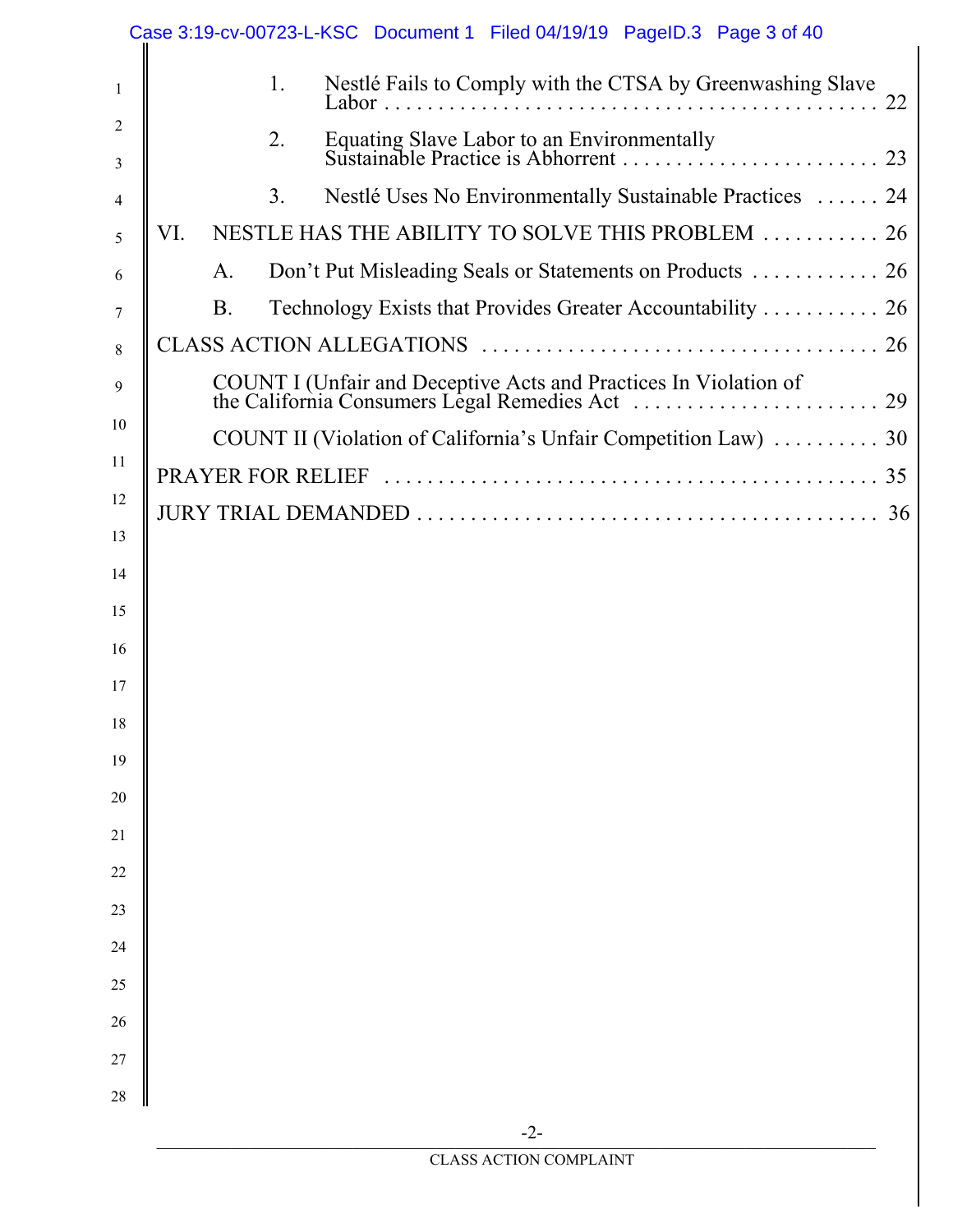1. Nestlé Fails to Comply with the CTSA by Greenwashing Slave Labor ........ 22

2. Equating Slave Labor to an Environmentally Sustainable Practice is Abhorrent ........ 23

3. Nestlé Uses No Environmentally Sustainable Practices ........ 24

VI. NESTLE HAS THE ABILITY TO SOLVE THIS PROBLEM ........ 26

A. Don't Put Misleading Seals or Statements on Products ........ 26

B. Technology Exists that Provides Greater Accountability ........ 26

CLASS ACTION ALLEGATIONS ........ 26

COUNT I (Unfair and Deceptive Acts and Practices In Violation of the California Consumers Legal Remedies Act ........ 29

COUNT II (Violation of California's Unfair Competition Law) ........ 30

PRAYER FOR RELIEF ........ 35

JURY TRIAL DEMANDED ........ 36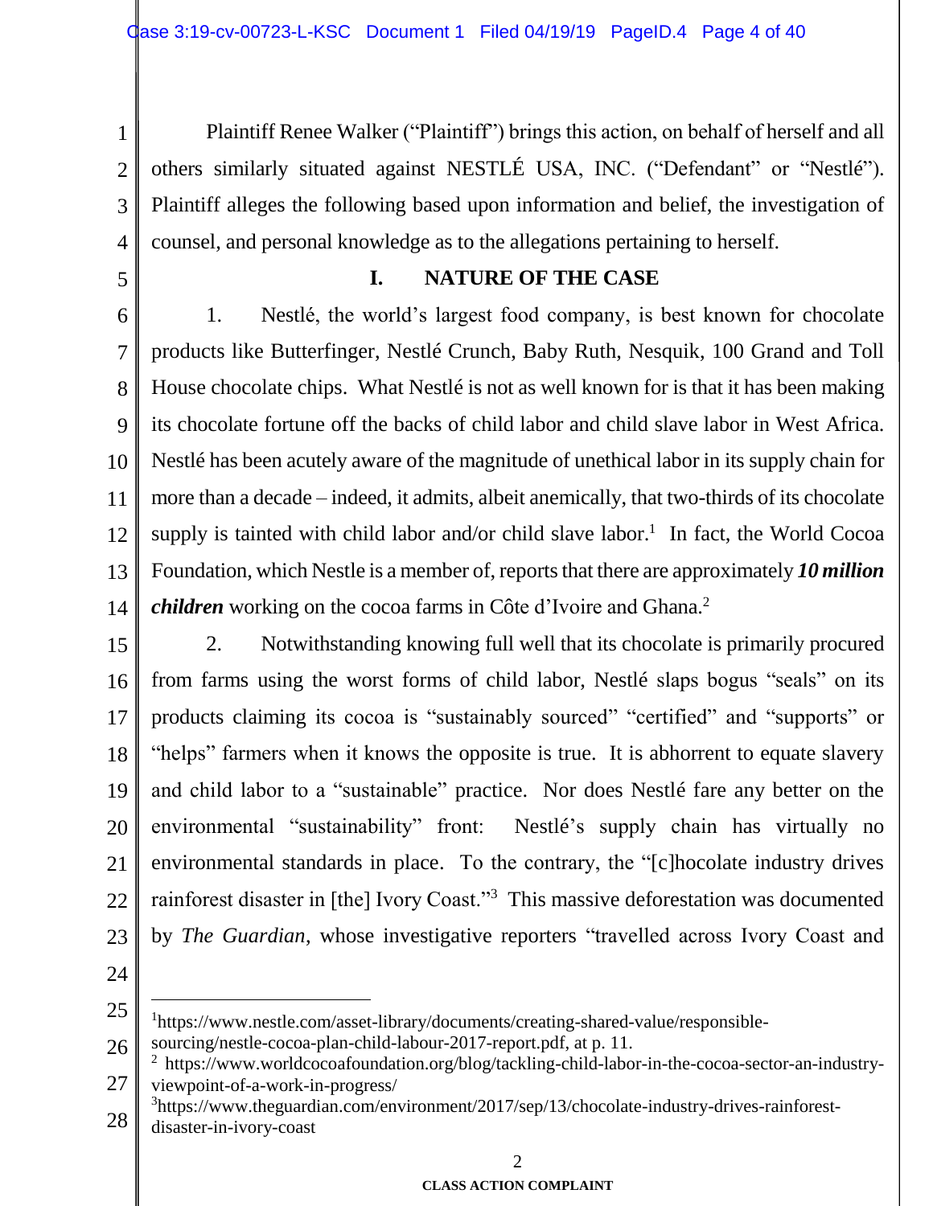Plaintiff Renee Walker ("Plaintiff") brings this action, on behalf of herself and all others similarly situated against NESTLÉ USA, INC. ("Defendant" or "Nestlé"). Plaintiff alleges the following based upon information and belief, the investigation of counsel, and personal knowledge as to the allegations pertaining to herself.

## I. NATURE OF THE CASE

1. Nestlé, the world's largest food company, is best known for chocolate products like Butterfinger, Nestlé Crunch, Baby Ruth, Nesquik, 100 Grand and Toll House chocolate chips. What Nestlé is not as well known for is that it has been making its chocolate fortune off the backs of child labor and child slave labor in West Africa. Nestlé has been acutely aware of the magnitude of unethical labor in its supply chain for more than a decade – indeed, it admits, albeit anemically, that two-thirds of its chocolate supply is tainted with child labor and/or child slave labor.[1] In fact, the World Cocoa Foundation, which Nestle is a member of, reports that there are approximately ***10 million children*** working on the cocoa farms in Côte d'Ivoire and Ghana.[2]

2. Notwithstanding knowing full well that its chocolate is primarily procured from farms using the worst forms of child labor, Nestlé slaps bogus "seals" on its products claiming its cocoa is "sustainably sourced" "certified" and "supports" or "helps" farmers when it knows the opposite is true. It is abhorrent to equate slavery and child labor to a "sustainable" practice. Nor does Nestlé fare any better on the environmental "sustainability" front: Nestlé's supply chain has virtually no environmental standards in place. To the contrary, the "[c]hocolate industry drives rainforest disaster in [the] Ivory Coast."[3] This massive deforestation was documented by *The Guardian*, whose investigative reporters "travelled across Ivory Coast and

---

[1] https://www.nestle.com/asset-library/documents/creating-shared-value/responsible-sourcing/nestle-cocoa-plan-child-labour-2017-report.pdf, at p. 11.

[2] https://www.worldcocoafoundation.org/blog/tackling-child-labor-in-the-cocoa-sector-an-industry-viewpoint-of-a-work-in-progress/

[3] https://www.theguardian.com/environment/2017/sep/13/chocolate-industry-drives-rainforest-disaster-in-ivory-coast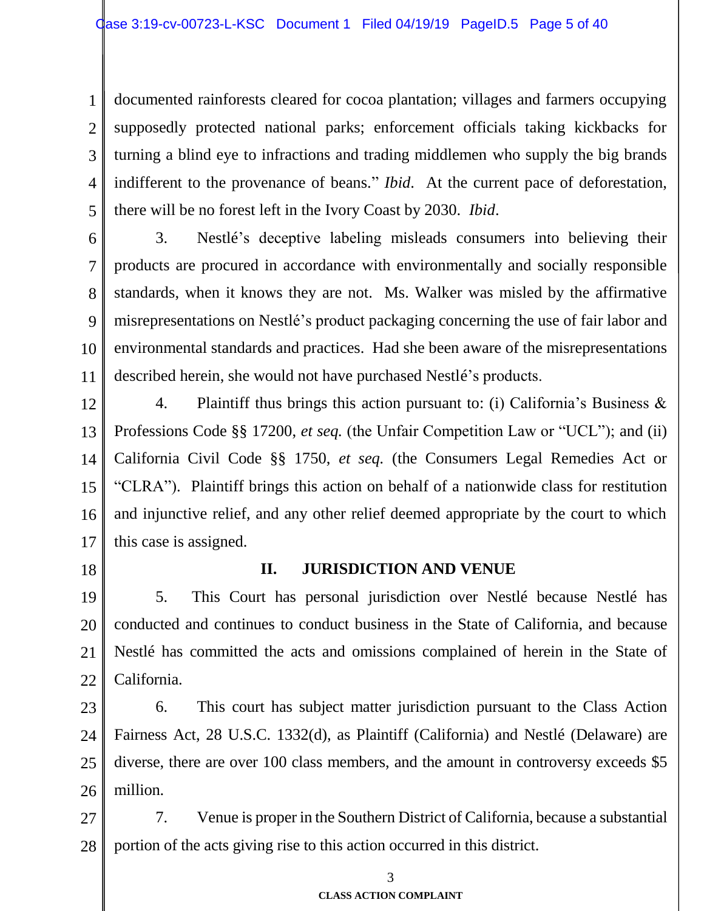documented rainforests cleared for cocoa plantation; villages and farmers occupying supposedly protected national parks; enforcement officials taking kickbacks for turning a blind eye to infractions and trading middlemen who supply the big brands indifferent to the provenance of beans." *Ibid.* At the current pace of deforestation, there will be no forest left in the Ivory Coast by 2030. *Ibid*.

3. Nestlé's deceptive labeling misleads consumers into believing their products are procured in accordance with environmentally and socially responsible standards, when it knows they are not. Ms. Walker was misled by the affirmative misrepresentations on Nestlé's product packaging concerning the use of fair labor and environmental standards and practices. Had she been aware of the misrepresentations described herein, she would not have purchased Nestlé's products.

4. Plaintiff thus brings this action pursuant to: (i) California's Business & Professions Code §§ 17200, *et seq.* (the Unfair Competition Law or "UCL"); and (ii) California Civil Code §§ 1750, *et seq.* (the Consumers Legal Remedies Act or "CLRA"). Plaintiff brings this action on behalf of a nationwide class for restitution and injunctive relief, and any other relief deemed appropriate by the court to which this case is assigned.

## II. JURISDICTION AND VENUE

5. This Court has personal jurisdiction over Nestlé because Nestlé has conducted and continues to conduct business in the State of California, and because Nestlé has committed the acts and omissions complained of herein in the State of California.

6. This court has subject matter jurisdiction pursuant to the Class Action Fairness Act, 28 U.S.C. 1332(d), as Plaintiff (California) and Nestlé (Delaware) are diverse, there are over 100 class members, and the amount in controversy exceeds $5 million.

7. Venue is proper in the Southern District of California, because a substantial portion of the acts giving rise to this action occurred in this district.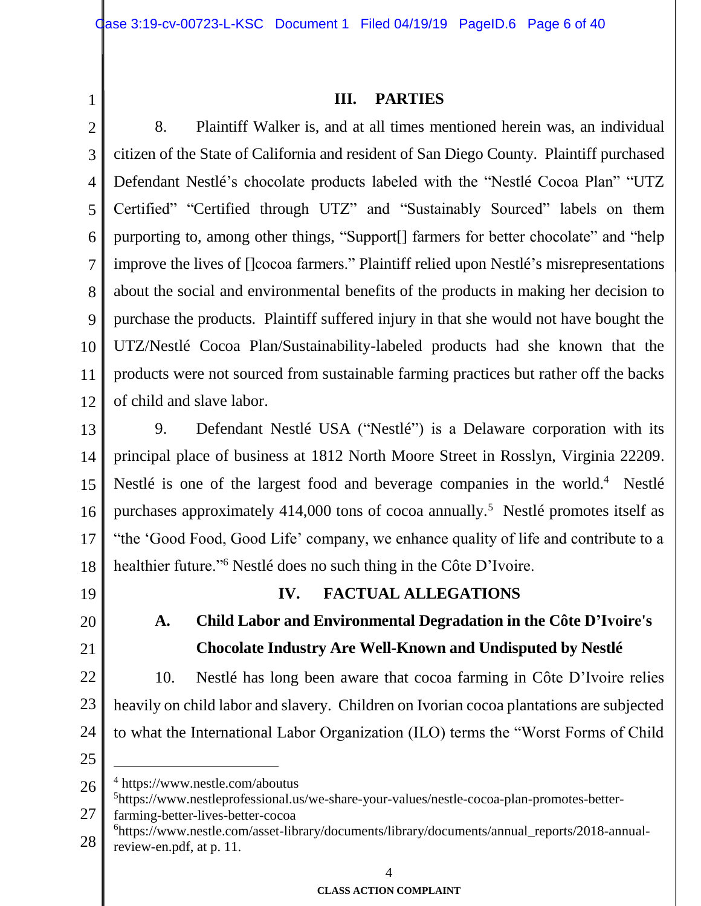## III. PARTIES

8. Plaintiff Walker is, and at all times mentioned herein was, an individual citizen of the State of California and resident of San Diego County. Plaintiff purchased Defendant Nestlé's chocolate products labeled with the "Nestlé Cocoa Plan" "UTZ Certified" "Certified through UTZ" and "Sustainably Sourced" labels on them purporting to, among other things, "Support[] farmers for better chocolate" and "help improve the lives of []cocoa farmers." Plaintiff relied upon Nestlé's misrepresentations about the social and environmental benefits of the products in making her decision to purchase the products. Plaintiff suffered injury in that she would not have bought the UTZ/Nestlé Cocoa Plan/Sustainability-labeled products had she known that the products were not sourced from sustainable farming practices but rather off the backs of child and slave labor.

9. Defendant Nestlé USA ("Nestlé") is a Delaware corporation with its principal place of business at 1812 North Moore Street in Rosslyn, Virginia 22209. Nestlé is one of the largest food and beverage companies in the world.[4] Nestlé purchases approximately 414,000 tons of cocoa annually.[5] Nestlé promotes itself as "the 'Good Food, Good Life' company, we enhance quality of life and contribute to a healthier future."[6] Nestlé does no such thing in the Côte D'Ivoire.

## IV. FACTUAL ALLEGATIONS

### A. Child Labor and Environmental Degradation in the Côte D'Ivoire's Chocolate Industry Are Well-Known and Undisputed by Nestlé

10. Nestlé has long been aware that cocoa farming in Côte D'Ivoire relies heavily on child labor and slavery. Children on Ivorian cocoa plantations are subjected to what the International Labor Organization (ILO) terms the "Worst Forms of Child

---

[4] https://www.nestle.com/aboutus

[5] https://www.nestleprofessional.us/we-share-your-values/nestle-cocoa-plan-promotes-better-farming-better-lives-better-cocoa

[6] https://www.nestle.com/asset-library/documents/library/documents/annual_reports/2018-annual-review-en.pdf, at p. 11.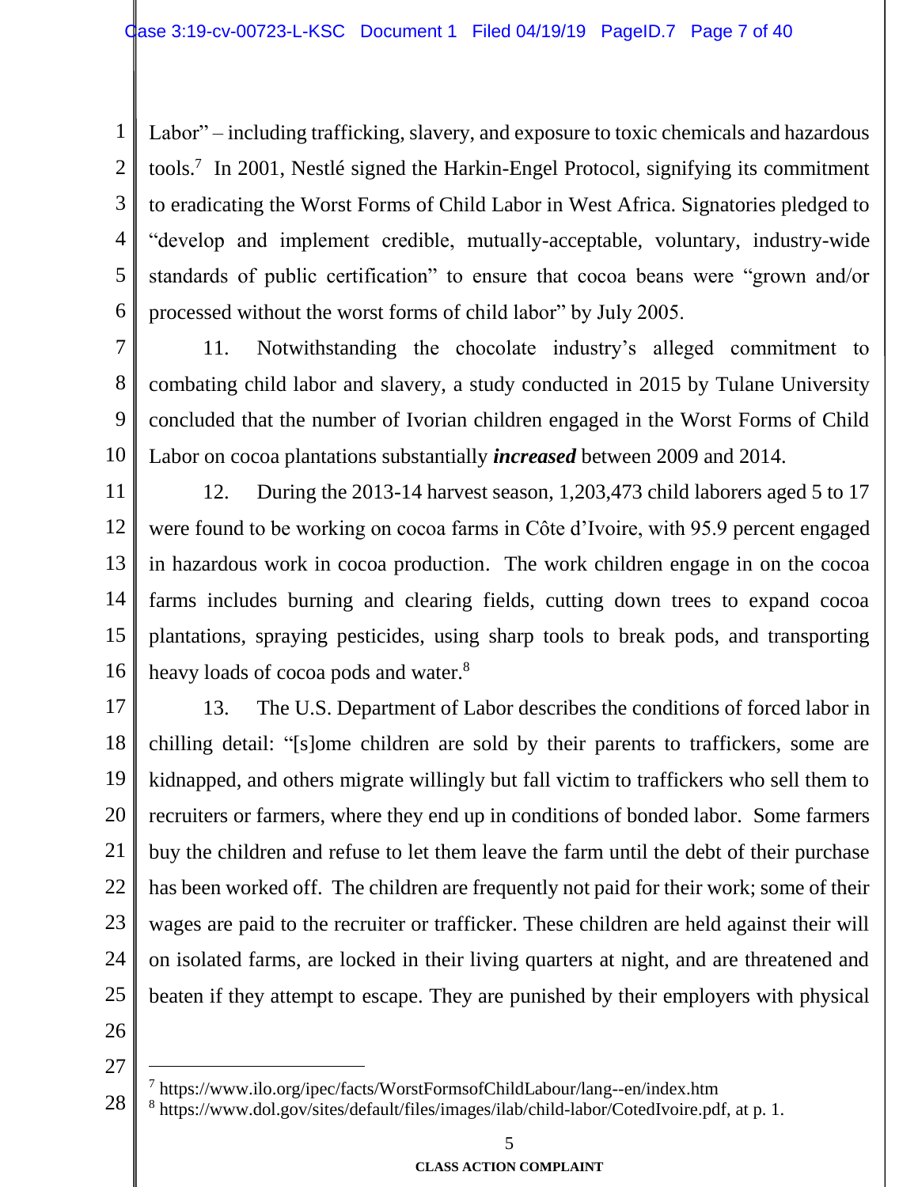Labor" – including trafficking, slavery, and exposure to toxic chemicals and hazardous tools.[7] In 2001, Nestlé signed the Harkin-Engel Protocol, signifying its commitment to eradicating the Worst Forms of Child Labor in West Africa. Signatories pledged to "develop and implement credible, mutually-acceptable, voluntary, industry-wide standards of public certification" to ensure that cocoa beans were "grown and/or processed without the worst forms of child labor" by July 2005.

11. Notwithstanding the chocolate industry's alleged commitment to combating child labor and slavery, a study conducted in 2015 by Tulane University concluded that the number of Ivorian children engaged in the Worst Forms of Child Labor on cocoa plantations substantially ***increased*** between 2009 and 2014.

12. During the 2013-14 harvest season, 1,203,473 child laborers aged 5 to 17 were found to be working on cocoa farms in Côte d'Ivoire, with 95.9 percent engaged in hazardous work in cocoa production. The work children engage in on the cocoa farms includes burning and clearing fields, cutting down trees to expand cocoa plantations, spraying pesticides, using sharp tools to break pods, and transporting heavy loads of cocoa pods and water.[8]

13. The U.S. Department of Labor describes the conditions of forced labor in chilling detail: "[s]ome children are sold by their parents to traffickers, some are kidnapped, and others migrate willingly but fall victim to traffickers who sell them to recruiters or farmers, where they end up in conditions of bonded labor. Some farmers buy the children and refuse to let them leave the farm until the debt of their purchase has been worked off. The children are frequently not paid for their work; some of their wages are paid to the recruiter or trafficker. These children are held against their will on isolated farms, are locked in their living quarters at night, and are threatened and beaten if they attempt to escape. They are punished by their employers with physical

[7] https://www.ilo.org/ipec/facts/WorstFormsofChildLabour/lang--en/index.htm

[8] https://www.dol.gov/sites/default/files/images/ilab/child-labor/CotedIvoire.pdf, at p. 1.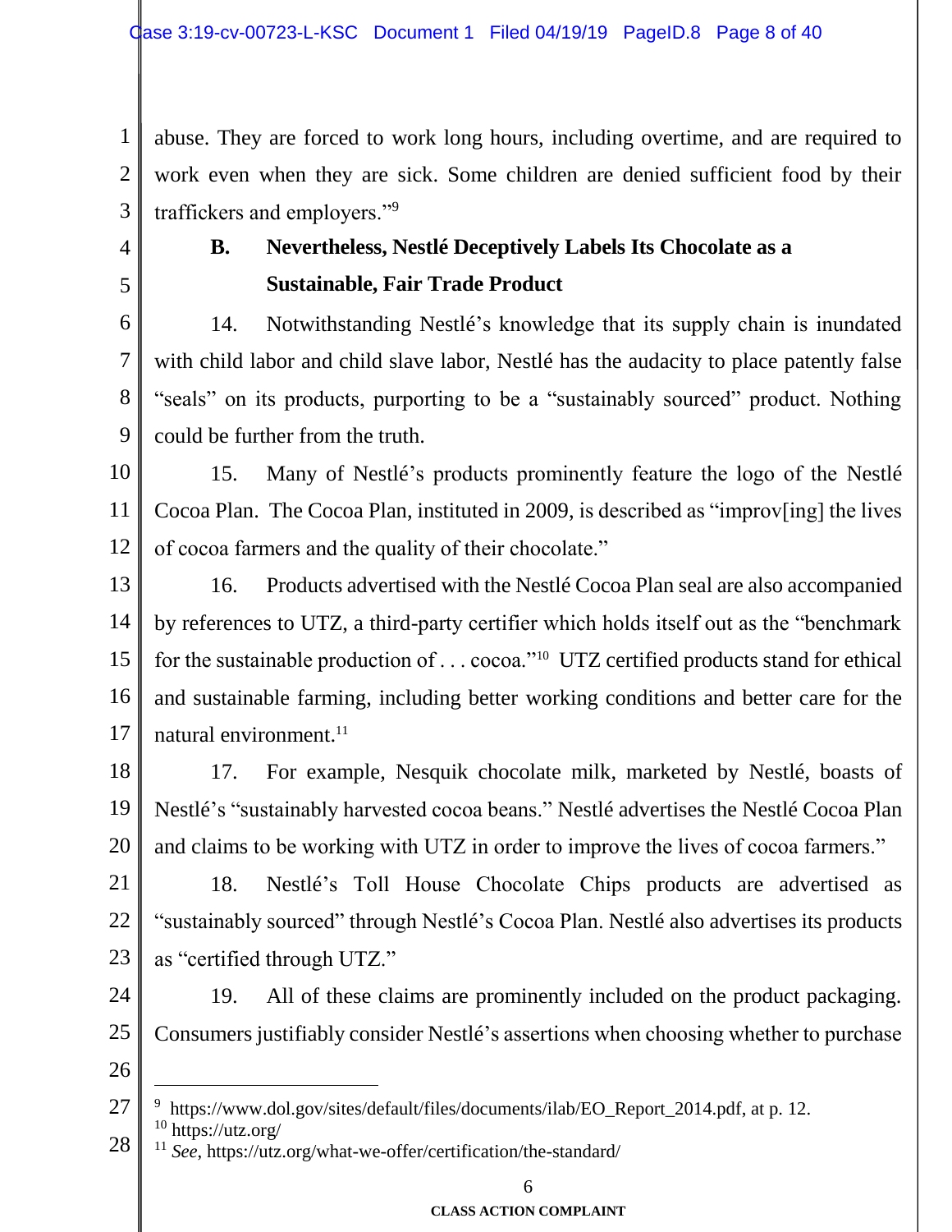abuse. They are forced to work long hours, including overtime, and are required to work even when they are sick. Some children are denied sufficient food by their traffickers and employers."[9]

### B. Nevertheless, Nestlé Deceptively Labels Its Chocolate as a Sustainable, Fair Trade Product

14. Notwithstanding Nestlé's knowledge that its supply chain is inundated with child labor and child slave labor, Nestlé has the audacity to place patently false "seals" on its products, purporting to be a "sustainably sourced" product. Nothing could be further from the truth.

15. Many of Nestlé's products prominently feature the logo of the Nestlé Cocoa Plan. The Cocoa Plan, instituted in 2009, is described as "improv[ing] the lives of cocoa farmers and the quality of their chocolate."

16. Products advertised with the Nestlé Cocoa Plan seal are also accompanied by references to UTZ, a third-party certifier which holds itself out as the "benchmark for the sustainable production of . . . cocoa."[10] UTZ certified products stand for ethical and sustainable farming, including better working conditions and better care for the natural environment.[11]

17. For example, Nesquik chocolate milk, marketed by Nestlé, boasts of Nestlé's "sustainably harvested cocoa beans." Nestlé advertises the Nestlé Cocoa Plan and claims to be working with UTZ in order to improve the lives of cocoa farmers."

18. Nestlé's Toll House Chocolate Chips products are advertised as "sustainably sourced" through Nestlé's Cocoa Plan. Nestlé also advertises its products as "certified through UTZ."

19. All of these claims are prominently included on the product packaging. Consumers justifiably consider Nestlé's assertions when choosing whether to purchase

---

[9] https://www.dol.gov/sites/default/files/documents/ilab/EO_Report_2014.pdf, at p. 12.

[10] https://utz.org/

[11] *See*, https://utz.org/what-we-offer/certification/the-standard/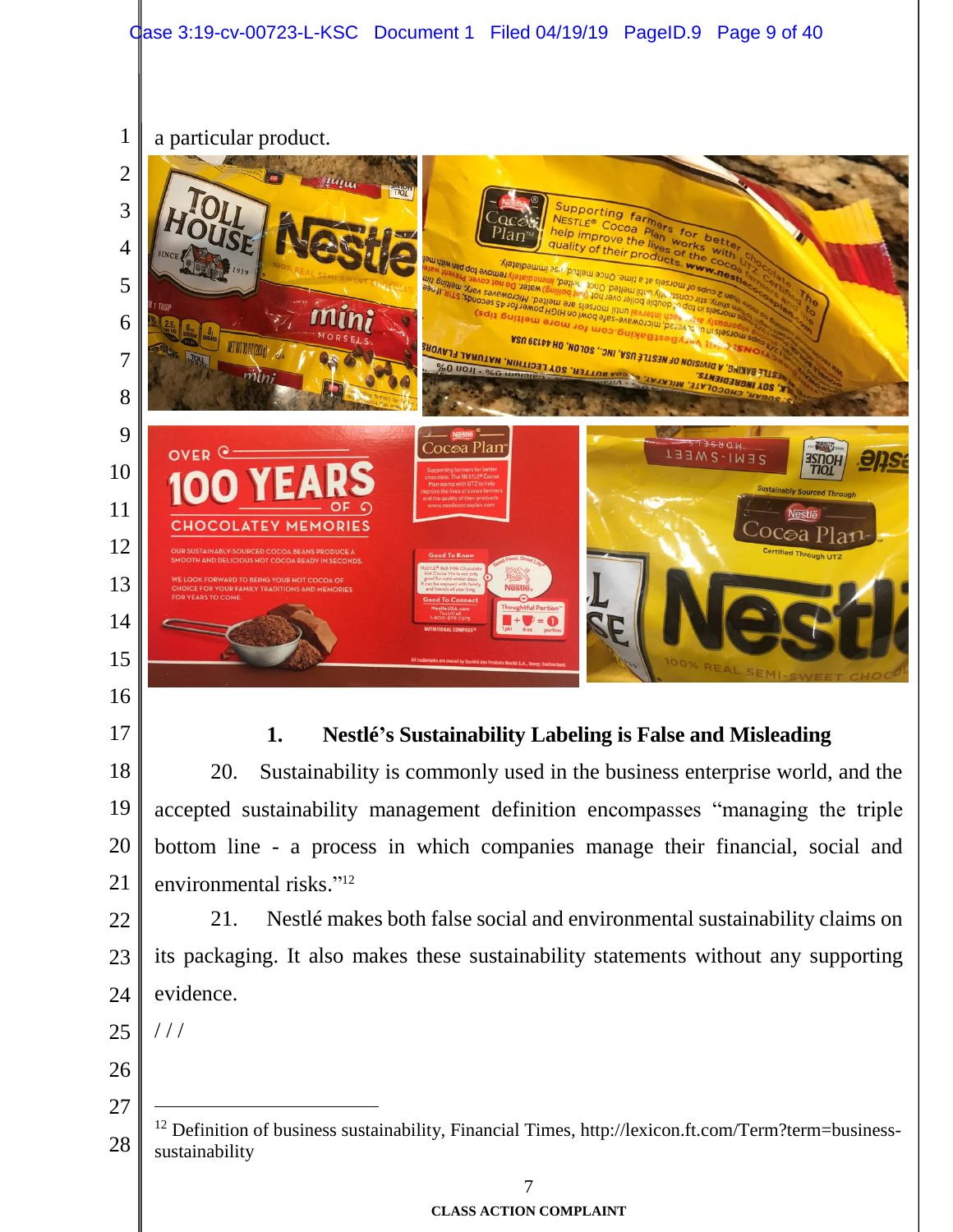a particular product.

## 1. Nestlé's Sustainability Labeling is False and Misleading

20. Sustainability is commonly used in the business enterprise world, and the accepted sustainability management definition encompasses "managing the triple bottom line - a process in which companies manage their financial, social and environmental risks."[12]

21. Nestlé makes both false social and environmental sustainability claims on its packaging. It also makes these sustainability statements without any supporting evidence.

/ / /

[12] Definition of business sustainability, Financial Times, http://lexicon.ft.com/Term?term=business-sustainability

CLASS ACTION COMPLAINT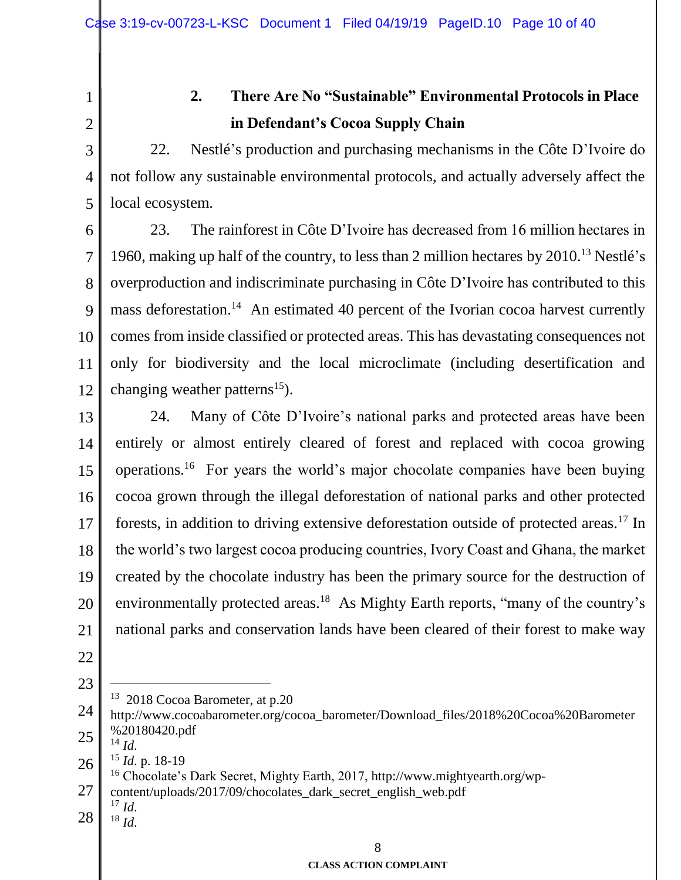### 2. There Are No "Sustainable" Environmental Protocols in Place in Defendant's Cocoa Supply Chain

22. Nestlé's production and purchasing mechanisms in the Côte D'Ivoire do not follow any sustainable environmental protocols, and actually adversely affect the local ecosystem.

23. The rainforest in Côte D'Ivoire has decreased from 16 million hectares in 1960, making up half of the country, to less than 2 million hectares by 2010.[13] Nestlé's overproduction and indiscriminate purchasing in Côte D'Ivoire has contributed to this mass deforestation.[14] An estimated 40 percent of the Ivorian cocoa harvest currently comes from inside classified or protected areas. This has devastating consequences not only for biodiversity and the local microclimate (including desertification and changing weather patterns[15]).

24. Many of Côte D'Ivoire's national parks and protected areas have been entirely or almost entirely cleared of forest and replaced with cocoa growing operations.[16] For years the world's major chocolate companies have been buying cocoa grown through the illegal deforestation of national parks and other protected forests, in addition to driving extensive deforestation outside of protected areas.[17] In the world's two largest cocoa producing countries, Ivory Coast and Ghana, the market created by the chocolate industry has been the primary source for the destruction of environmentally protected areas.[18] As Mighty Earth reports, "many of the country's national parks and conservation lands have been cleared of their forest to make way

---

[13] 2018 Cocoa Barometer, at p.20 http://www.cocoabarometer.org/cocoa_barometer/Download_files/2018%20Cocoa%20Barometer%20180420.pdf

[14] *Id.*

[15] *Id.* p. 18-19

[16] Chocolate's Dark Secret, Mighty Earth, 2017, http://www.mightyearth.org/wp-content/uploads/2017/09/chocolates_dark_secret_english_web.pdf

[17] *Id.*

[18] *Id.*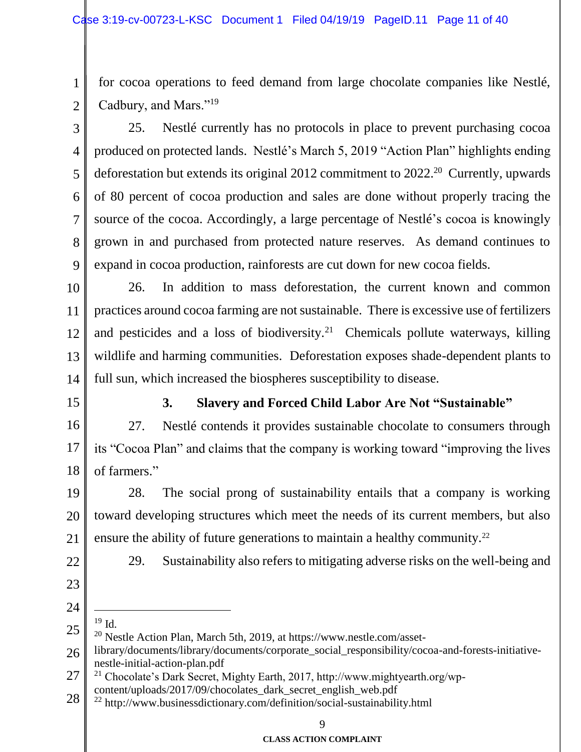for cocoa operations to feed demand from large chocolate companies like Nestlé, Cadbury, and Mars."[19]

25. Nestlé currently has no protocols in place to prevent purchasing cocoa produced on protected lands. Nestlé's March 5, 2019 "Action Plan" highlights ending deforestation but extends its original 2012 commitment to 2022.[20] Currently, upwards of 80 percent of cocoa production and sales are done without properly tracing the source of the cocoa. Accordingly, a large percentage of Nestlé's cocoa is knowingly grown in and purchased from protected nature reserves. As demand continues to expand in cocoa production, rainforests are cut down for new cocoa fields.

26. In addition to mass deforestation, the current known and common practices around cocoa farming are not sustainable. There is excessive use of fertilizers and pesticides and a loss of biodiversity.[21] Chemicals pollute waterways, killing wildlife and harming communities. Deforestation exposes shade-dependent plants to full sun, which increased the biospheres susceptibility to disease.

### 3. Slavery and Forced Child Labor Are Not "Sustainable"

27. Nestlé contends it provides sustainable chocolate to consumers through its "Cocoa Plan" and claims that the company is working toward "improving the lives of farmers."

28. The social prong of sustainability entails that a company is working toward developing structures which meet the needs of its current members, but also ensure the ability of future generations to maintain a healthy community.[22]

29. Sustainability also refers to mitigating adverse risks on the well-being and

---

[19] Id.

[20] Nestle Action Plan, March 5th, 2019, at https://www.nestle.com/asset-library/documents/library/documents/corporate_social_responsibility/cocoa-and-forests-initiative-nestle-initial-action-plan.pdf

[21] Chocolate's Dark Secret, Mighty Earth, 2017, http://www.mightyearth.org/wp-content/uploads/2017/09/chocolates_dark_secret_english_web.pdf

[22] http://www.businessdictionary.com/definition/social-sustainability.html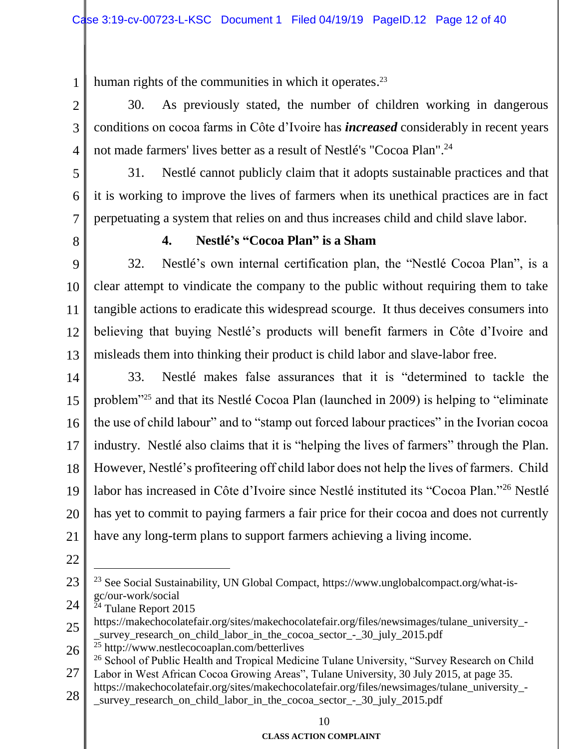human rights of the communities in which it operates.[23]

30. As previously stated, the number of children working in dangerous conditions on cocoa farms in Côte d'Ivoire has ***increased*** considerably in recent years not made farmers' lives better as a result of Nestlé's "Cocoa Plan".[24]

31. Nestlé cannot publicly claim that it adopts sustainable practices and that it is working to improve the lives of farmers when its unethical practices are in fact perpetuating a system that relies on and thus increases child and child slave labor.

### 4. Nestlé's "Cocoa Plan" is a Sham

32. Nestlé's own internal certification plan, the "Nestlé Cocoa Plan", is a clear attempt to vindicate the company to the public without requiring them to take tangible actions to eradicate this widespread scourge. It thus deceives consumers into believing that buying Nestlé's products will benefit farmers in Côte d'Ivoire and misleads them into thinking their product is child labor and slave-labor free.

33. Nestlé makes false assurances that it is "determined to tackle the problem"[25] and that its Nestlé Cocoa Plan (launched in 2009) is helping to "eliminate the use of child labour" and to "stamp out forced labour practices" in the Ivorian cocoa industry. Nestlé also claims that it is "helping the lives of farmers" through the Plan. However, Nestlé's profiteering off child labor does not help the lives of farmers. Child labor has increased in Côte d'Ivoire since Nestlé instituted its "Cocoa Plan."[26] Nestlé has yet to commit to paying farmers a fair price for their cocoa and does not currently have any long-term plans to support farmers achieving a living income.

---

[23] See Social Sustainability, UN Global Compact, https://www.unglobalcompact.org/what-is-gc/our-work/social

[24] Tulane Report 2015 https://makechocolatefair.org/sites/makechocolatefair.org/files/newsimages/tulane_university_-_survey_research_on_child_labor_in_the_cocoa_sector_-_30_july_2015.pdf

[25] http://www.nestlecocoaplan.com/betterlives

[26] School of Public Health and Tropical Medicine Tulane University, "Survey Research on Child Labor in West African Cocoa Growing Areas", Tulane University, 30 July 2015, at page 35. https://makechocolatefair.org/sites/makechocolatefair.org/files/newsimages/tulane_university_-_survey_research_on_child_labor_in_the_cocoa_sector_-_30_july_2015.pdf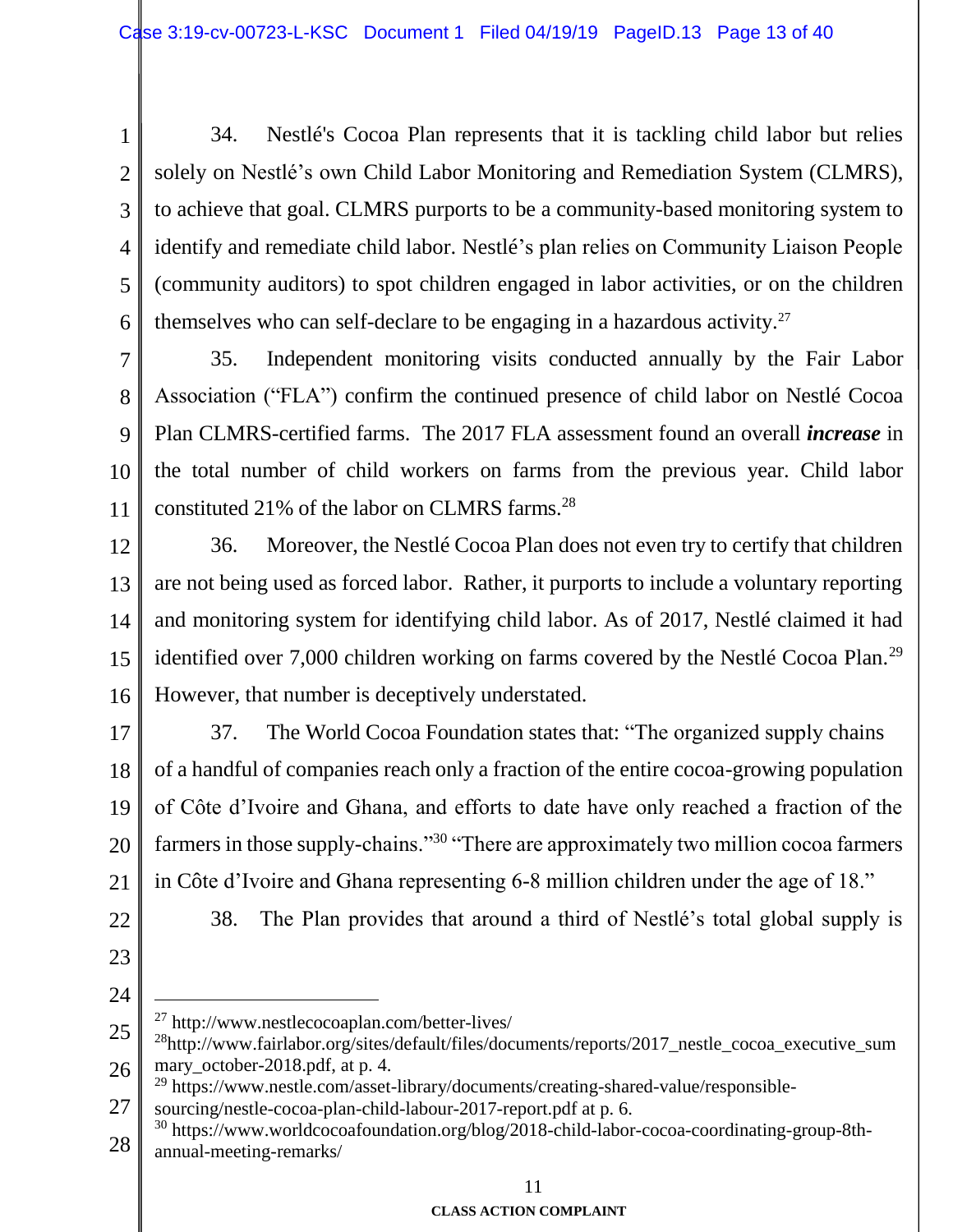34. Nestlé's Cocoa Plan represents that it is tackling child labor but relies solely on Nestlé's own Child Labor Monitoring and Remediation System (CLMRS), to achieve that goal. CLMRS purports to be a community-based monitoring system to identify and remediate child labor. Nestlé's plan relies on Community Liaison People (community auditors) to spot children engaged in labor activities, or on the children themselves who can self-declare to be engaging in a hazardous activity.[27]

35. Independent monitoring visits conducted annually by the Fair Labor Association ("FLA") confirm the continued presence of child labor on Nestlé Cocoa Plan CLMRS-certified farms. The 2017 FLA assessment found an overall ***increase*** in the total number of child workers on farms from the previous year. Child labor constituted 21% of the labor on CLMRS farms.[28]

36. Moreover, the Nestlé Cocoa Plan does not even try to certify that children are not being used as forced labor. Rather, it purports to include a voluntary reporting and monitoring system for identifying child labor. As of 2017, Nestlé claimed it had identified over 7,000 children working on farms covered by the Nestlé Cocoa Plan.[29] However, that number is deceptively understated.

37. The World Cocoa Foundation states that: "The organized supply chains of a handful of companies reach only a fraction of the entire cocoa-growing population of Côte d'Ivoire and Ghana, and efforts to date have only reached a fraction of the farmers in those supply-chains."[30] "There are approximately two million cocoa farmers in Côte d'Ivoire and Ghana representing 6-8 million children under the age of 18."

38. The Plan provides that around a third of Nestlé's total global supply is

---

[27] http://www.nestlecocoaplan.com/better-lives/

[28] http://www.fairlabor.org/sites/default/files/documents/reports/2017_nestle_cocoa_executive_summary_october-2018.pdf, at p. 4.

[29] https://www.nestle.com/asset-library/documents/creating-shared-value/responsible-sourcing/nestle-cocoa-plan-child-labour-2017-report.pdf at p. 6.

[30] https://www.worldcocoafoundation.org/blog/2018-child-labor-cocoa-coordinating-group-8th-annual-meeting-remarks/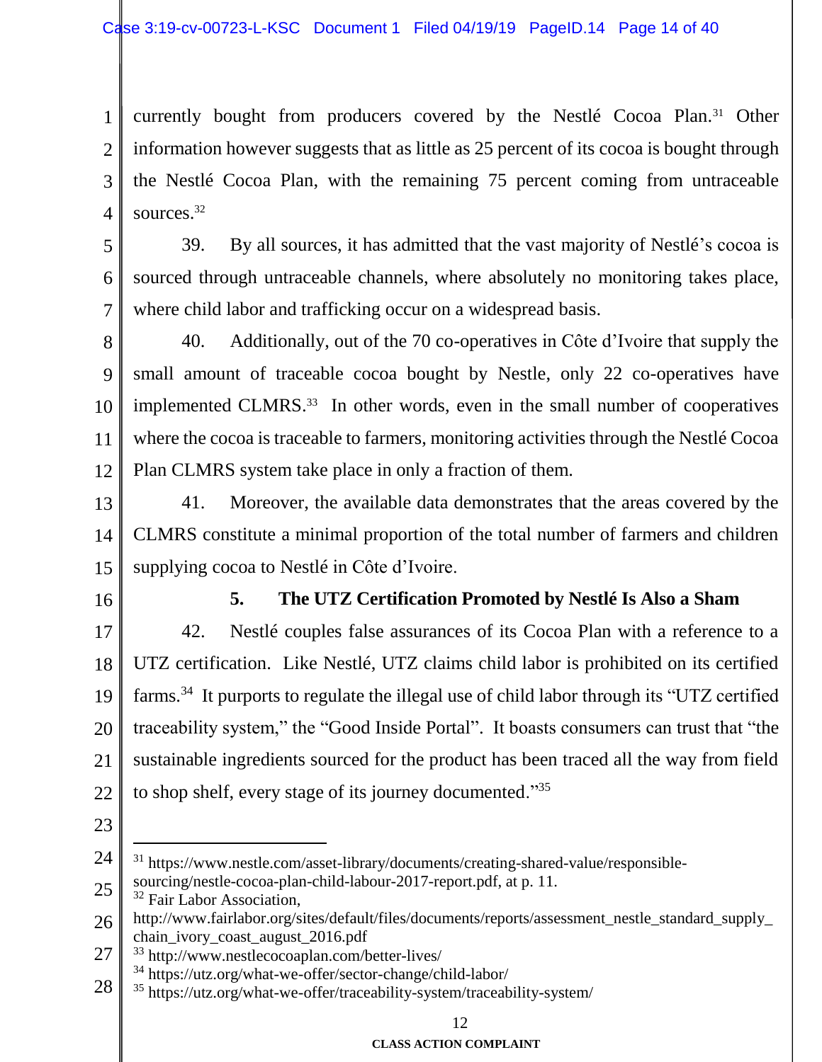currently bought from producers covered by the Nestlé Cocoa Plan.[31] Other information however suggests that as little as 25 percent of its cocoa is bought through the Nestlé Cocoa Plan, with the remaining 75 percent coming from untraceable sources.[32]

39. By all sources, it has admitted that the vast majority of Nestlé's cocoa is sourced through untraceable channels, where absolutely no monitoring takes place, where child labor and trafficking occur on a widespread basis.

40. Additionally, out of the 70 co-operatives in Côte d'Ivoire that supply the small amount of traceable cocoa bought by Nestle, only 22 co-operatives have implemented CLMRS.[33] In other words, even in the small number of cooperatives where the cocoa is traceable to farmers, monitoring activities through the Nestlé Cocoa Plan CLMRS system take place in only a fraction of them.

41. Moreover, the available data demonstrates that the areas covered by the CLMRS constitute a minimal proportion of the total number of farmers and children supplying cocoa to Nestlé in Côte d'Ivoire.

### 5. The UTZ Certification Promoted by Nestlé Is Also a Sham

42. Nestlé couples false assurances of its Cocoa Plan with a reference to a UTZ certification. Like Nestlé, UTZ claims child labor is prohibited on its certified farms.[34] It purports to regulate the illegal use of child labor through its "UTZ certified traceability system," the "Good Inside Portal". It boasts consumers can trust that "the sustainable ingredients sourced for the product has been traced all the way from field to shop shelf, every stage of its journey documented."[35]

---

[31] https://www.nestle.com/asset-library/documents/creating-shared-value/responsible-sourcing/nestle-cocoa-plan-child-labour-2017-report.pdf, at p. 11.

[32] Fair Labor Association, http://www.fairlabor.org/sites/default/files/documents/reports/assessment_nestle_standard_supply_chain_ivory_coast_august_2016.pdf

[33] http://www.nestlecocoaplan.com/better-lives/

[34] https://utz.org/what-we-offer/sector-change/child-labor/

[35] https://utz.org/what-we-offer/traceability-system/traceability-system/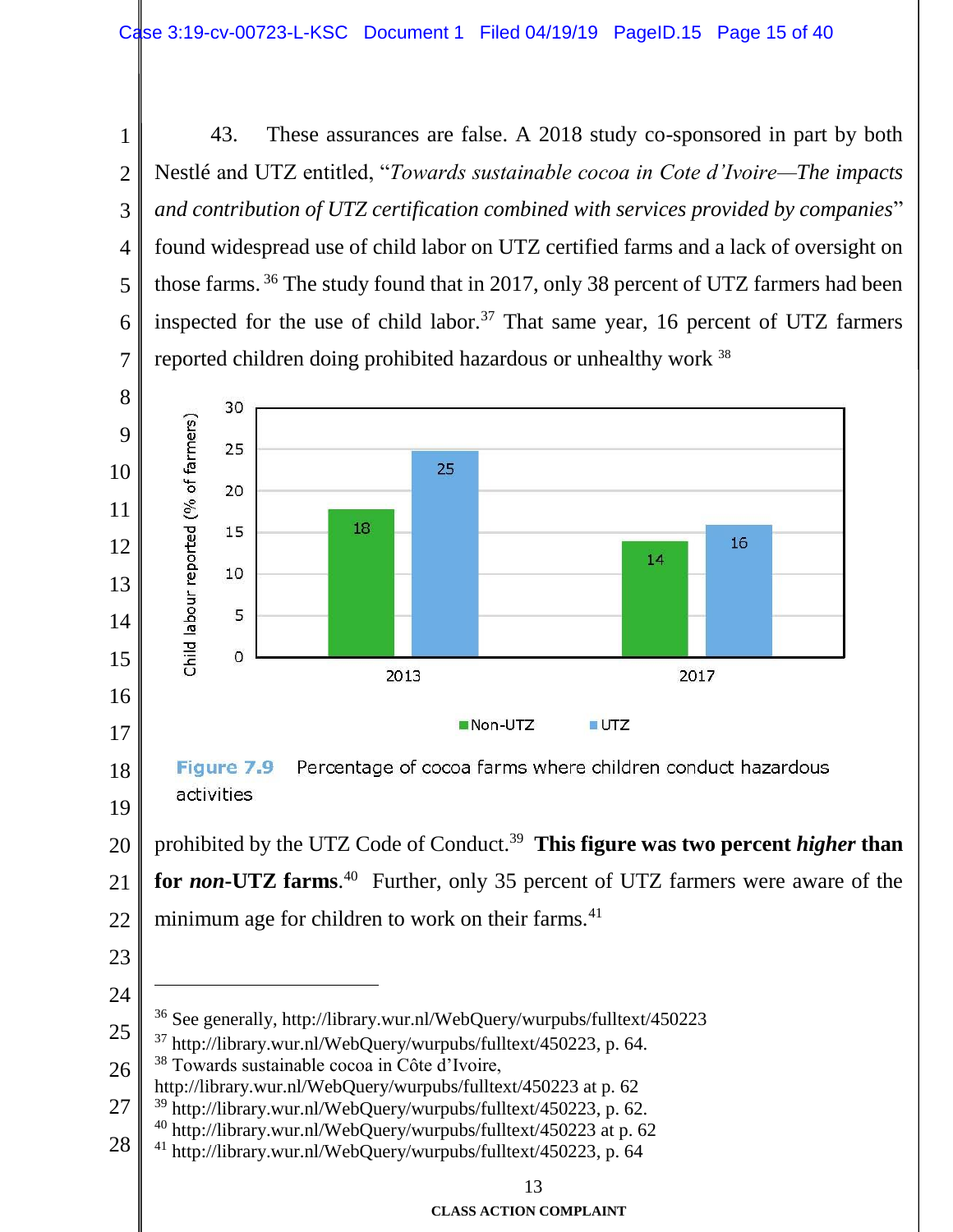43. These assurances are false. A 2018 study co-sponsored in part by both Nestlé and UTZ entitled, "*Towards sustainable cocoa in Cote d'Ivoire—The impacts and contribution of UTZ certification combined with services provided by companies*" found widespread use of child labor on UTZ certified farms and a lack of oversight on those farms.[36] The study found that in 2017, only 38 percent of UTZ farmers had been inspected for the use of child labor.[37] That same year, 16 percent of UTZ farmers reported children doing prohibited hazardous or unhealthy work[38]

Child labour reported (% of farmers)

30
25
20
15
10
5
0

18
25
14
16

2013
2017

Non-UTZ
UTZ

**Figure 7.9** Percentage of cocoa farms where children conduct hazardous activities

prohibited by the UTZ Code of Conduct.[39] **This figure was two percent *higher* than for *non*-UTZ farms.**[40] Further, only 35 percent of UTZ farmers were aware of the minimum age for children to work on their farms.[41]

---

[36] See generally, http://library.wur.nl/WebQuery/wurpubs/fulltext/450223

[37] http://library.wur.nl/WebQuery/wurpubs/fulltext/450223, p. 64.

[38] Towards sustainable cocoa in Côte d'Ivoire, http://library.wur.nl/WebQuery/wurpubs/fulltext/450223 at p. 62

[39] http://library.wur.nl/WebQuery/wurpubs/fulltext/450223, p. 62.

[40] http://library.wur.nl/WebQuery/wurpubs/fulltext/450223 at p. 62

[41] http://library.wur.nl/WebQuery/wurpubs/fulltext/450223, p. 64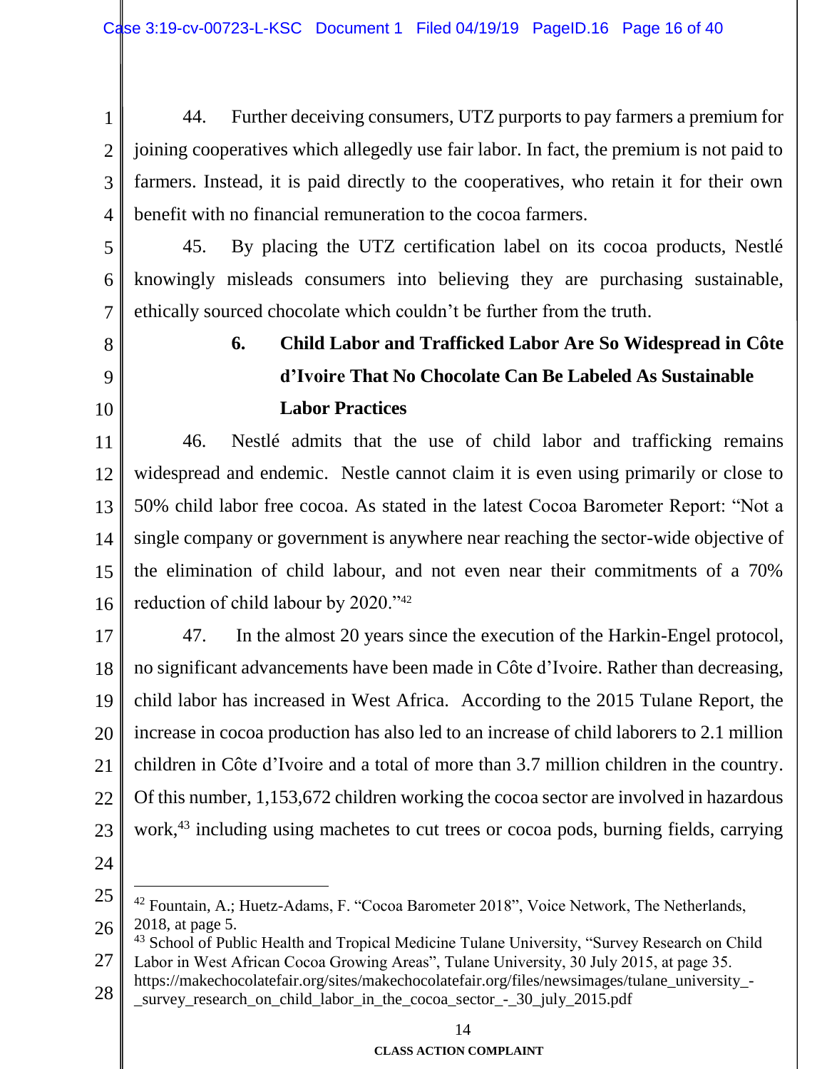44. Further deceiving consumers, UTZ purports to pay farmers a premium for joining cooperatives which allegedly use fair labor. In fact, the premium is not paid to farmers. Instead, it is paid directly to the cooperatives, who retain it for their own benefit with no financial remuneration to the cocoa farmers.

45. By placing the UTZ certification label on its cocoa products, Nestlé knowingly misleads consumers into believing they are purchasing sustainable, ethically sourced chocolate which couldn't be further from the truth.

### 6. Child Labor and Trafficked Labor Are So Widespread in Côte d'Ivoire That No Chocolate Can Be Labeled As Sustainable Labor Practices

46. Nestlé admits that the use of child labor and trafficking remains widespread and endemic. Nestle cannot claim it is even using primarily or close to 50% child labor free cocoa. As stated in the latest Cocoa Barometer Report: "Not a single company or government is anywhere near reaching the sector-wide objective of the elimination of child labour, and not even near their commitments of a 70% reduction of child labour by 2020."[42]

47. In the almost 20 years since the execution of the Harkin-Engel protocol, no significant advancements have been made in Côte d'Ivoire. Rather than decreasing, child labor has increased in West Africa. According to the 2015 Tulane Report, the increase in cocoa production has also led to an increase of child laborers to 2.1 million children in Côte d'Ivoire and a total of more than 3.7 million children in the country. Of this number, 1,153,672 children working the cocoa sector are involved in hazardous work,[43] including using machetes to cut trees or cocoa pods, burning fields, carrying

---

[42] Fountain, A.; Huetz-Adams, F. "Cocoa Barometer 2018", Voice Network, The Netherlands, 2018, at page 5.

[43] School of Public Health and Tropical Medicine Tulane University, "Survey Research on Child Labor in West African Cocoa Growing Areas", Tulane University, 30 July 2015, at page 35. https://makechocolatefair.org/sites/makechocolatefair.org/files/newsimages/tulane_university_-_survey_research_on_child_labor_in_the_cocoa_sector_-_30_july_2015.pdf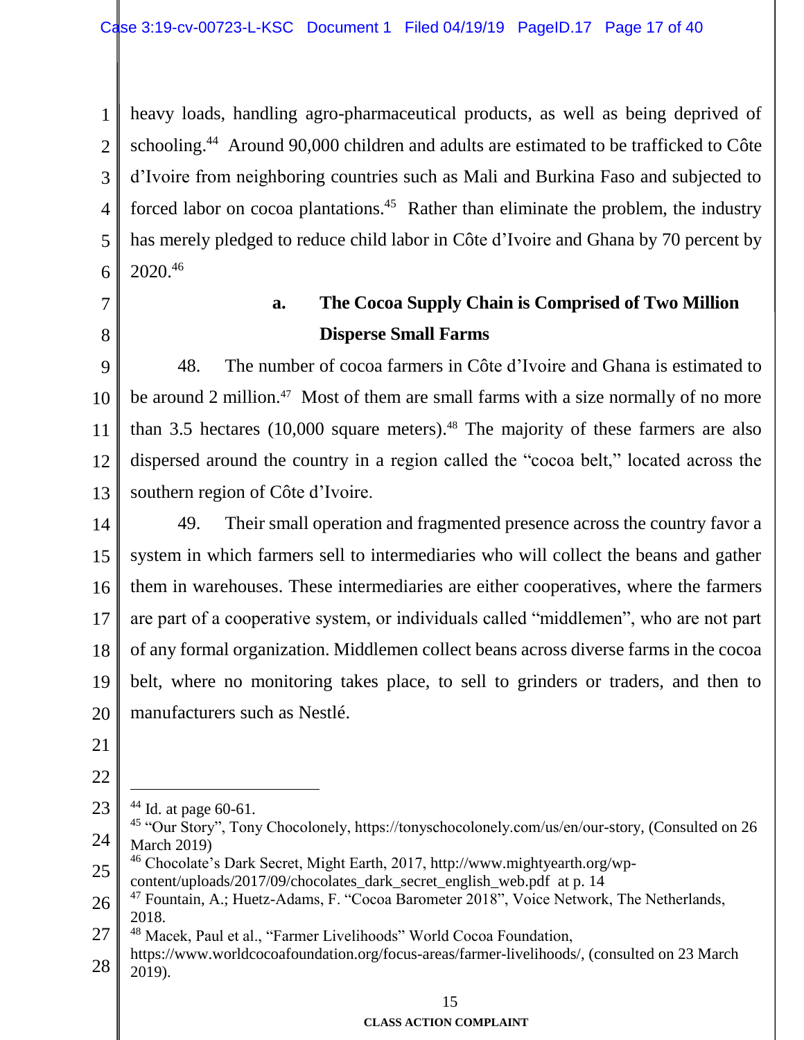heavy loads, handling agro-pharmaceutical products, as well as being deprived of schooling.[44] Around 90,000 children and adults are estimated to be trafficked to Côte d'Ivoire from neighboring countries such as Mali and Burkina Faso and subjected to forced labor on cocoa plantations.[45] Rather than eliminate the problem, the industry has merely pledged to reduce child labor in Côte d'Ivoire and Ghana by 70 percent by 2020.[46]

**a. The Cocoa Supply Chain is Comprised of Two Million Disperse Small Farms**

48. The number of cocoa farmers in Côte d'Ivoire and Ghana is estimated to be around 2 million.[47] Most of them are small farms with a size normally of no more than 3.5 hectares (10,000 square meters).[48] The majority of these farmers are also dispersed around the country in a region called the "cocoa belt," located across the southern region of Côte d'Ivoire.

49. Their small operation and fragmented presence across the country favor a system in which farmers sell to intermediaries who will collect the beans and gather them in warehouses. These intermediaries are either cooperatives, where the farmers are part of a cooperative system, or individuals called "middlemen", who are not part of any formal organization. Middlemen collect beans across diverse farms in the cocoa belt, where no monitoring takes place, to sell to grinders or traders, and then to manufacturers such as Nestlé.

---

[44] Id. at page 60-61.

[45] "Our Story", Tony Chocolonely, https://tonyschocolonely.com/us/en/our-story, (Consulted on 26 March 2019)

[46] Chocolate's Dark Secret, Might Earth, 2017, http://www.mightyearth.org/wp-content/uploads/2017/09/chocolates_dark_secret_english_web.pdf at p. 14

[47] Fountain, A.; Huetz-Adams, F. "Cocoa Barometer 2018", Voice Network, The Netherlands, 2018.

[48] Macek, Paul et al., "Farmer Livelihoods" World Cocoa Foundation, https://www.worldcocoafoundation.org/focus-areas/farmer-livelihoods/, (consulted on 23 March 2019).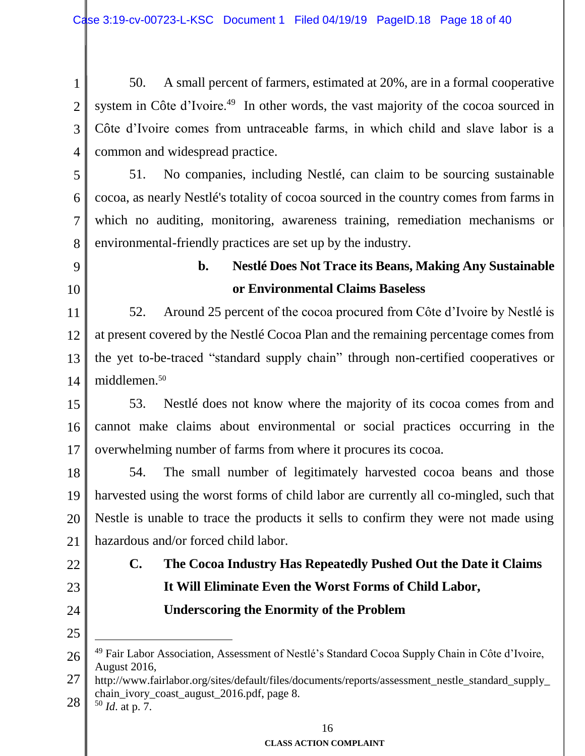50. A small percent of farmers, estimated at 20%, are in a formal cooperative system in Côte d'Ivoire.[49] In other words, the vast majority of the cocoa sourced in Côte d'Ivoire comes from untraceable farms, in which child and slave labor is a common and widespread practice.

51. No companies, including Nestlé, can claim to be sourcing sustainable cocoa, as nearly Nestlé's totality of cocoa sourced in the country comes from farms in which no auditing, monitoring, awareness training, remediation mechanisms or environmental-friendly practices are set up by the industry.

**b. Nestlé Does Not Trace its Beans, Making Any Sustainable or Environmental Claims Baseless**

52. Around 25 percent of the cocoa procured from Côte d'Ivoire by Nestlé is at present covered by the Nestlé Cocoa Plan and the remaining percentage comes from the yet to-be-traced "standard supply chain" through non-certified cooperatives or middlemen.[50]

53. Nestlé does not know where the majority of its cocoa comes from and cannot make claims about environmental or social practices occurring in the overwhelming number of farms from where it procures its cocoa.

54. The small number of legitimately harvested cocoa beans and those harvested using the worst forms of child labor are currently all co-mingled, such that Nestle is unable to trace the products it sells to confirm they were not made using hazardous and/or forced child labor.

**C. The Cocoa Industry Has Repeatedly Pushed Out the Date it Claims It Will Eliminate Even the Worst Forms of Child Labor, Underscoring the Enormity of the Problem**

---

[49] Fair Labor Association, Assessment of Nestlé's Standard Cocoa Supply Chain in Côte d'Ivoire, August 2016, http://www.fairlabor.org/sites/default/files/documents/reports/assessment_nestle_standard_supply_chain_ivory_coast_august_2016.pdf, page 8.

[50] *Id.* at p. 7.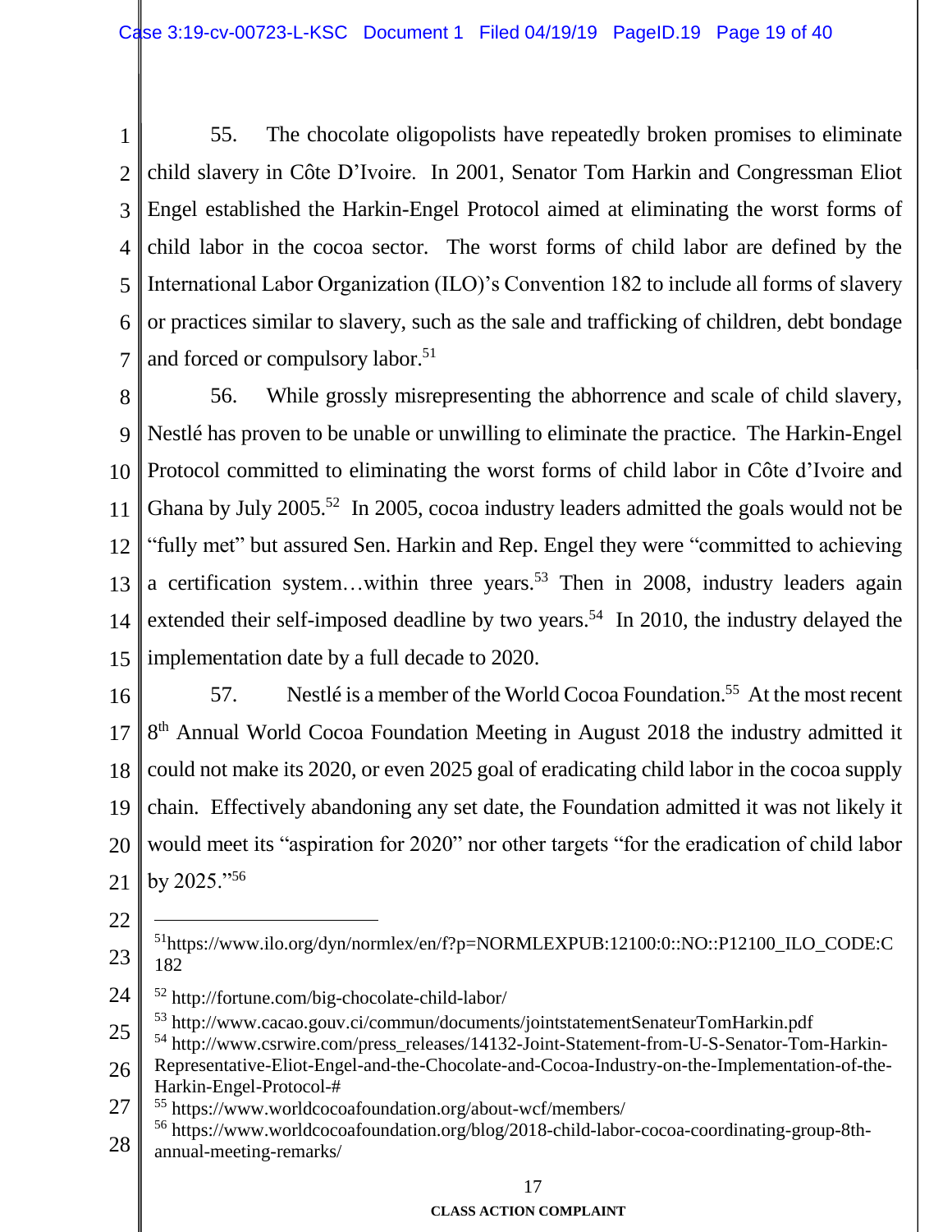55. The chocolate oligopolists have repeatedly broken promises to eliminate child slavery in Côte D'Ivoire. In 2001, Senator Tom Harkin and Congressman Eliot Engel established the Harkin-Engel Protocol aimed at eliminating the worst forms of child labor in the cocoa sector. The worst forms of child labor are defined by the International Labor Organization (ILO)'s Convention 182 to include all forms of slavery or practices similar to slavery, such as the sale and trafficking of children, debt bondage and forced or compulsory labor.[51]

56. While grossly misrepresenting the abhorrence and scale of child slavery, Nestlé has proven to be unable or unwilling to eliminate the practice. The Harkin-Engel Protocol committed to eliminating the worst forms of child labor in Côte d'Ivoire and Ghana by July 2005.[52] In 2005, cocoa industry leaders admitted the goals would not be "fully met" but assured Sen. Harkin and Rep. Engel they were "committed to achieving a certification system…within three years.[53] Then in 2008, industry leaders again extended their self-imposed deadline by two years.[54] In 2010, the industry delayed the implementation date by a full decade to 2020.

57. Nestlé is a member of the World Cocoa Foundation.[55] At the most recent 8th Annual World Cocoa Foundation Meeting in August 2018 the industry admitted it could not make its 2020, or even 2025 goal of eradicating child labor in the cocoa supply chain. Effectively abandoning any set date, the Foundation admitted it was not likely it would meet its "aspiration for 2020" nor other targets "for the eradication of child labor by 2025."[56]

---

[51] https://www.ilo.org/dyn/normlex/en/f?p=NORMLEXPUB:12100:0::NO::P12100_ILO_CODE:C182

[52] http://fortune.com/big-chocolate-child-labor/

[53] http://www.cacao.gouv.ci/commun/documents/jointstatementSenateurTomHarkin.pdf

[54] http://www.csrwire.com/press_releases/14132-Joint-Statement-from-U-S-Senator-Tom-Harkin-Representative-Eliot-Engel-and-the-Chocolate-and-Cocoa-Industry-on-the-Implementation-of-the-Harkin-Engel-Protocol-#

[55] https://www.worldcocoafoundation.org/about-wcf/members/

[56] https://www.worldcocoafoundation.org/blog/2018-child-labor-cocoa-coordinating-group-8th-annual-meeting-remarks/

CLASS ACTION COMPLAINT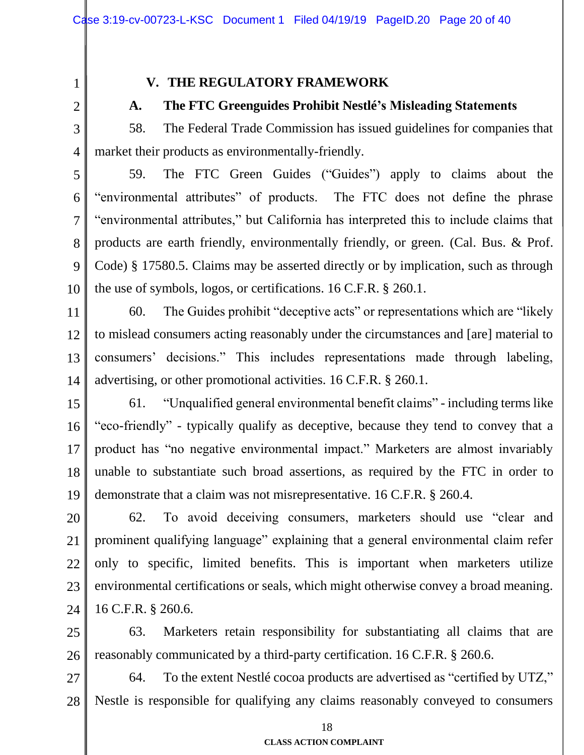## V. THE REGULATORY FRAMEWORK

### A. The FTC Greenguides Prohibit Nestlé's Misleading Statements

58. The Federal Trade Commission has issued guidelines for companies that market their products as environmentally-friendly.

59. The FTC Green Guides ("Guides") apply to claims about the "environmental attributes" of products. The FTC does not define the phrase "environmental attributes," but California has interpreted this to include claims that products are earth friendly, environmentally friendly, or green. (Cal. Bus. & Prof. Code) § 17580.5. Claims may be asserted directly or by implication, such as through the use of symbols, logos, or certifications. 16 C.F.R. § 260.1.

60. The Guides prohibit "deceptive acts" or representations which are "likely to mislead consumers acting reasonably under the circumstances and [are] material to consumers' decisions." This includes representations made through labeling, advertising, or other promotional activities. 16 C.F.R. § 260.1.

61. "Unqualified general environmental benefit claims" - including terms like "eco-friendly" - typically qualify as deceptive, because they tend to convey that a product has "no negative environmental impact." Marketers are almost invariably unable to substantiate such broad assertions, as required by the FTC in order to demonstrate that a claim was not misrepresentative. 16 C.F.R. § 260.4.

62. To avoid deceiving consumers, marketers should use "clear and prominent qualifying language" explaining that a general environmental claim refer only to specific, limited benefits. This is important when marketers utilize environmental certifications or seals, which might otherwise convey a broad meaning. 16 C.F.R. § 260.6.

63. Marketers retain responsibility for substantiating all claims that are reasonably communicated by a third-party certification. 16 C.F.R. § 260.6.

64. To the extent Nestlé cocoa products are advertised as "certified by UTZ," Nestle is responsible for qualifying any claims reasonably conveyed to consumers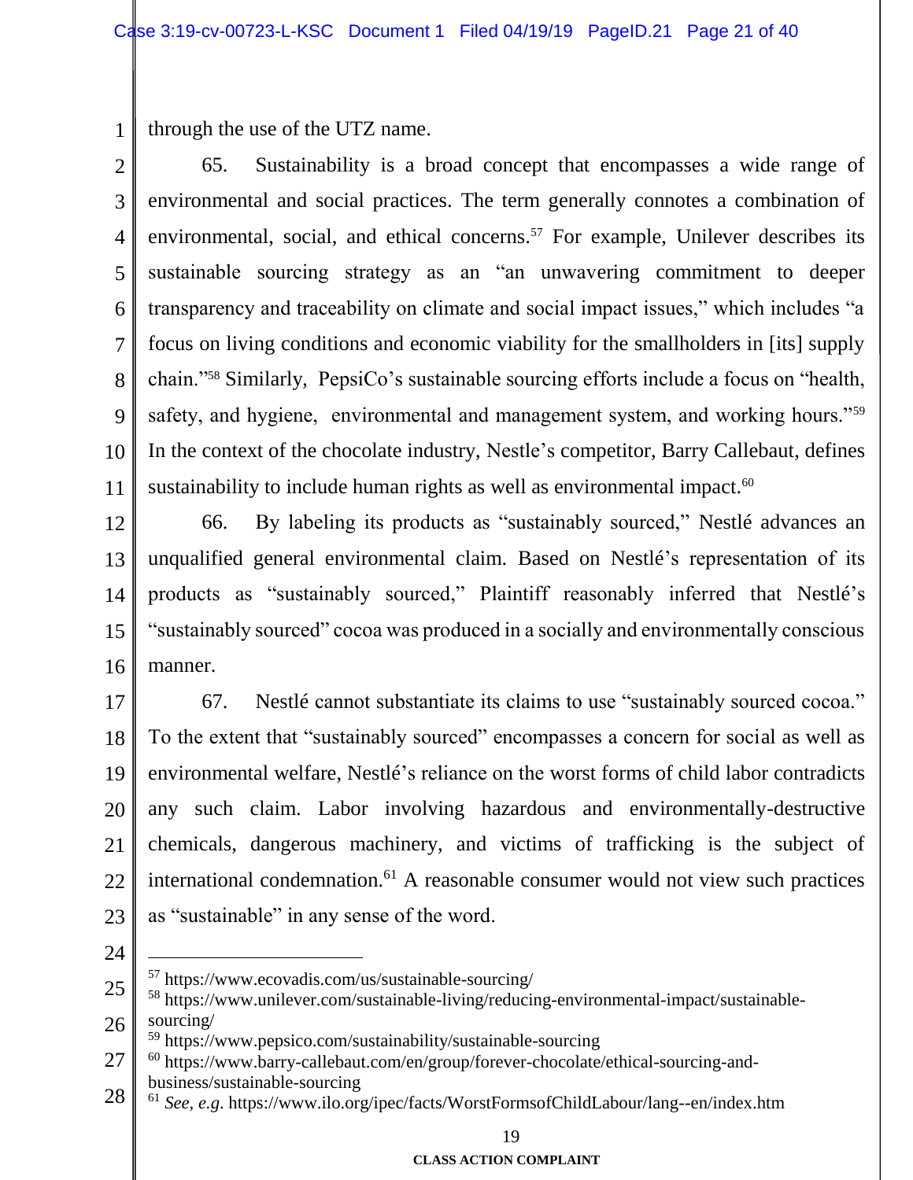through the use of the UTZ name.

65. Sustainability is a broad concept that encompasses a wide range of environmental and social practices. The term generally connotes a combination of environmental, social, and ethical concerns.[57] For example, Unilever describes its sustainable sourcing strategy as an "an unwavering commitment to deeper transparency and traceability on climate and social impact issues," which includes "a focus on living conditions and economic viability for the smallholders in [its] supply chain."[58] Similarly, PepsiCo's sustainable sourcing efforts include a focus on "health, safety, and hygiene, environmental and management system, and working hours."[59] In the context of the chocolate industry, Nestle's competitor, Barry Callebaut, defines sustainability to include human rights as well as environmental impact.[60]

66. By labeling its products as "sustainably sourced," Nestlé advances an unqualified general environmental claim. Based on Nestlé's representation of its products as "sustainably sourced," Plaintiff reasonably inferred that Nestlé's "sustainably sourced" cocoa was produced in a socially and environmentally conscious manner.

67. Nestlé cannot substantiate its claims to use "sustainably sourced cocoa." To the extent that "sustainably sourced" encompasses a concern for social as well as environmental welfare, Nestlé's reliance on the worst forms of child labor contradicts any such claim. Labor involving hazardous and environmentally-destructive chemicals, dangerous machinery, and victims of trafficking is the subject of international condemnation.[61] A reasonable consumer would not view such practices as "sustainable" in any sense of the word.

---

[57] https://www.ecovadis.com/us/sustainable-sourcing/

[58] https://www.unilever.com/sustainable-living/reducing-environmental-impact/sustainable-sourcing/

[59] https://www.pepsico.com/sustainability/sustainable-sourcing

[60] https://www.barry-callebaut.com/en/group/forever-chocolate/ethical-sourcing-and-business/sustainable-sourcing

[61] *See, e.g.* https://www.ilo.org/ipec/facts/WorstFormsofChildLabour/lang--en/index.htm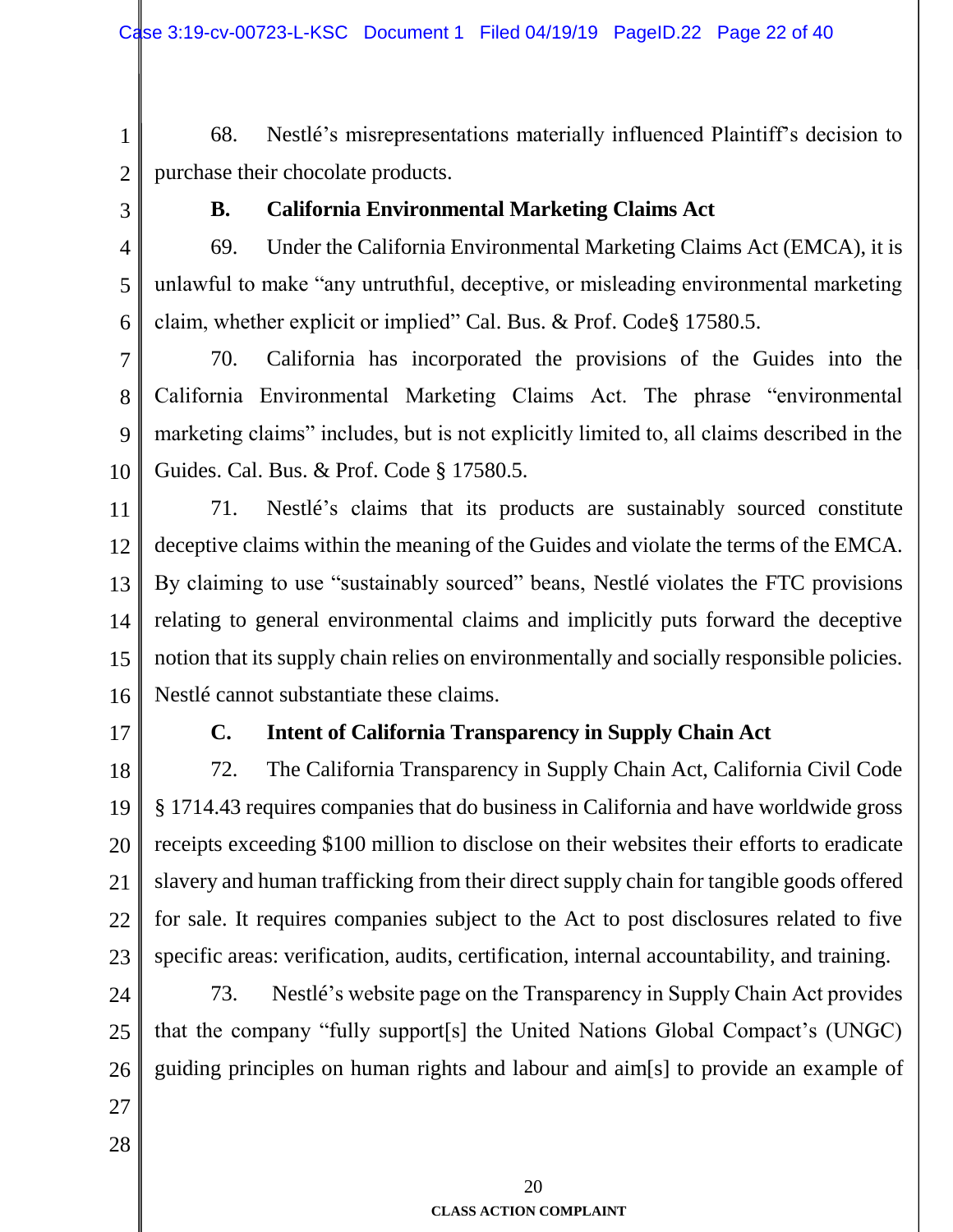68. Nestlé's misrepresentations materially influenced Plaintiff's decision to purchase their chocolate products.

### B. California Environmental Marketing Claims Act

69. Under the California Environmental Marketing Claims Act (EMCA), it is unlawful to make "any untruthful, deceptive, or misleading environmental marketing claim, whether explicit or implied" Cal. Bus. & Prof. Code§ 17580.5.

70. California has incorporated the provisions of the Guides into the California Environmental Marketing Claims Act. The phrase "environmental marketing claims" includes, but is not explicitly limited to, all claims described in the Guides. Cal. Bus. & Prof. Code § 17580.5.

71. Nestlé's claims that its products are sustainably sourced constitute deceptive claims within the meaning of the Guides and violate the terms of the EMCA. By claiming to use "sustainably sourced" beans, Nestlé violates the FTC provisions relating to general environmental claims and implicitly puts forward the deceptive notion that its supply chain relies on environmentally and socially responsible policies. Nestlé cannot substantiate these claims.

### C. Intent of California Transparency in Supply Chain Act

72. The California Transparency in Supply Chain Act, California Civil Code § 1714.43 requires companies that do business in California and have worldwide gross receipts exceeding $100 million to disclose on their websites their efforts to eradicate slavery and human trafficking from their direct supply chain for tangible goods offered for sale. It requires companies subject to the Act to post disclosures related to five specific areas: verification, audits, certification, internal accountability, and training.

73. Nestlé's website page on the Transparency in Supply Chain Act provides that the company "fully support[s] the United Nations Global Compact's (UNGC) guiding principles on human rights and labour and aim[s] to provide an example of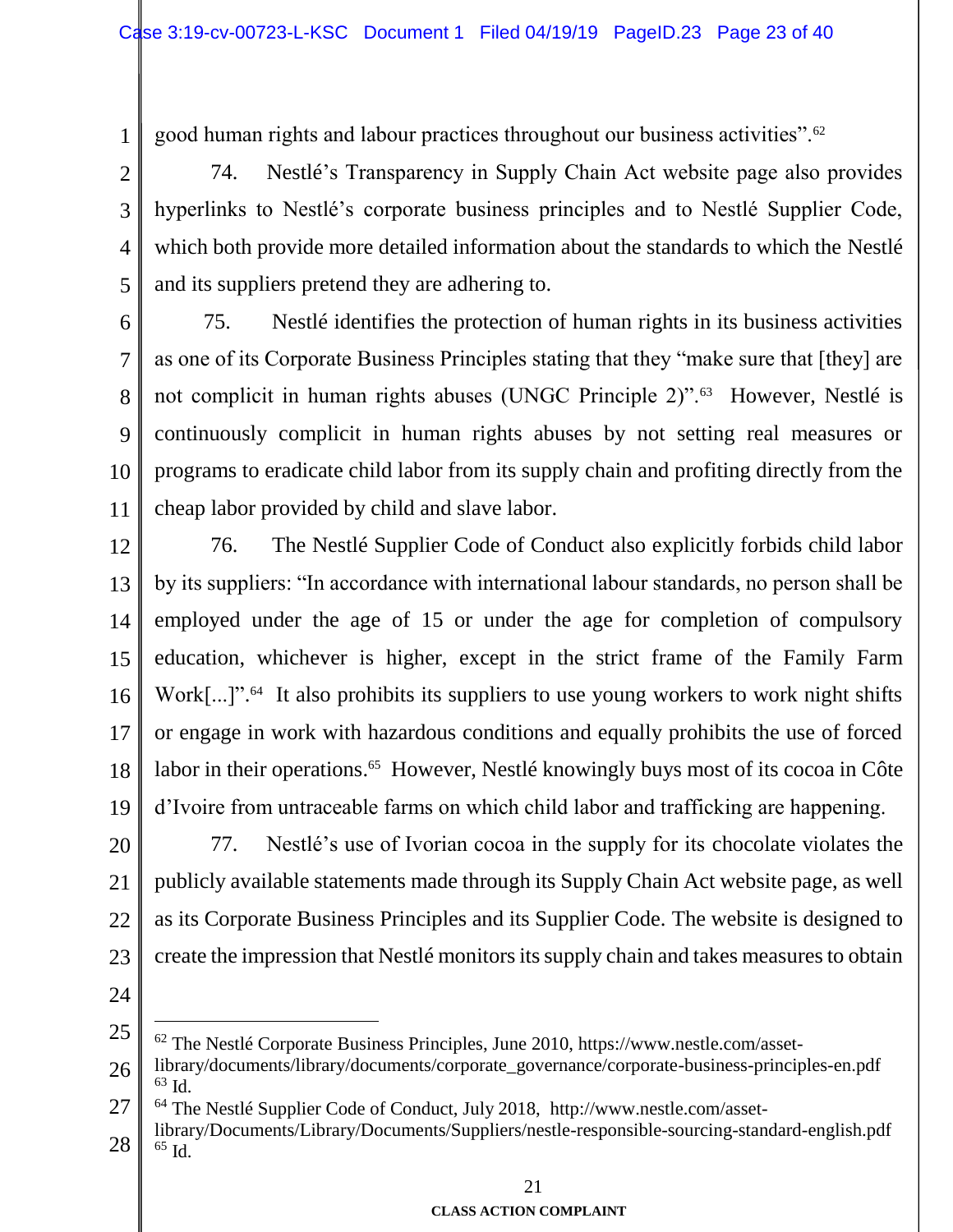good human rights and labour practices throughout our business activities”.[62]

74. Nestlé’s Transparency in Supply Chain Act website page also provides hyperlinks to Nestlé’s corporate business principles and to Nestlé Supplier Code, which both provide more detailed information about the standards to which the Nestlé and its suppliers pretend they are adhering to.

75. Nestlé identifies the protection of human rights in its business activities as one of its Corporate Business Principles stating that they “make sure that [they] are not complicit in human rights abuses (UNGC Principle 2)”.[63] However, Nestlé is continuously complicit in human rights abuses by not setting real measures or programs to eradicate child labor from its supply chain and profiting directly from the cheap labor provided by child and slave labor.

76. The Nestlé Supplier Code of Conduct also explicitly forbids child labor by its suppliers: “In accordance with international labour standards, no person shall be employed under the age of 15 or under the age for completion of compulsory education, whichever is higher, except in the strict frame of the Family Farm Work[...]”.[64] It also prohibits its suppliers to use young workers to work night shifts or engage in work with hazardous conditions and equally prohibits the use of forced labor in their operations.[65] However, Nestlé knowingly buys most of its cocoa in Côte d’Ivoire from untraceable farms on which child labor and trafficking are happening.

77. Nestlé’s use of Ivorian cocoa in the supply for its chocolate violates the publicly available statements made through its Supply Chain Act website page, as well as its Corporate Business Principles and its Supplier Code. The website is designed to create the impression that Nestlé monitors its supply chain and takes measures to obtain

---

[62] The Nestlé Corporate Business Principles, June 2010, https://www.nestle.com/asset-library/documents/library/documents/corporate_governance/corporate-business-principles-en.pdf

[63] Id.

[64] The Nestlé Supplier Code of Conduct, July 2018, http://www.nestle.com/asset-library/Documents/Library/Documents/Suppliers/nestle-responsible-sourcing-standard-english.pdf

[65] Id.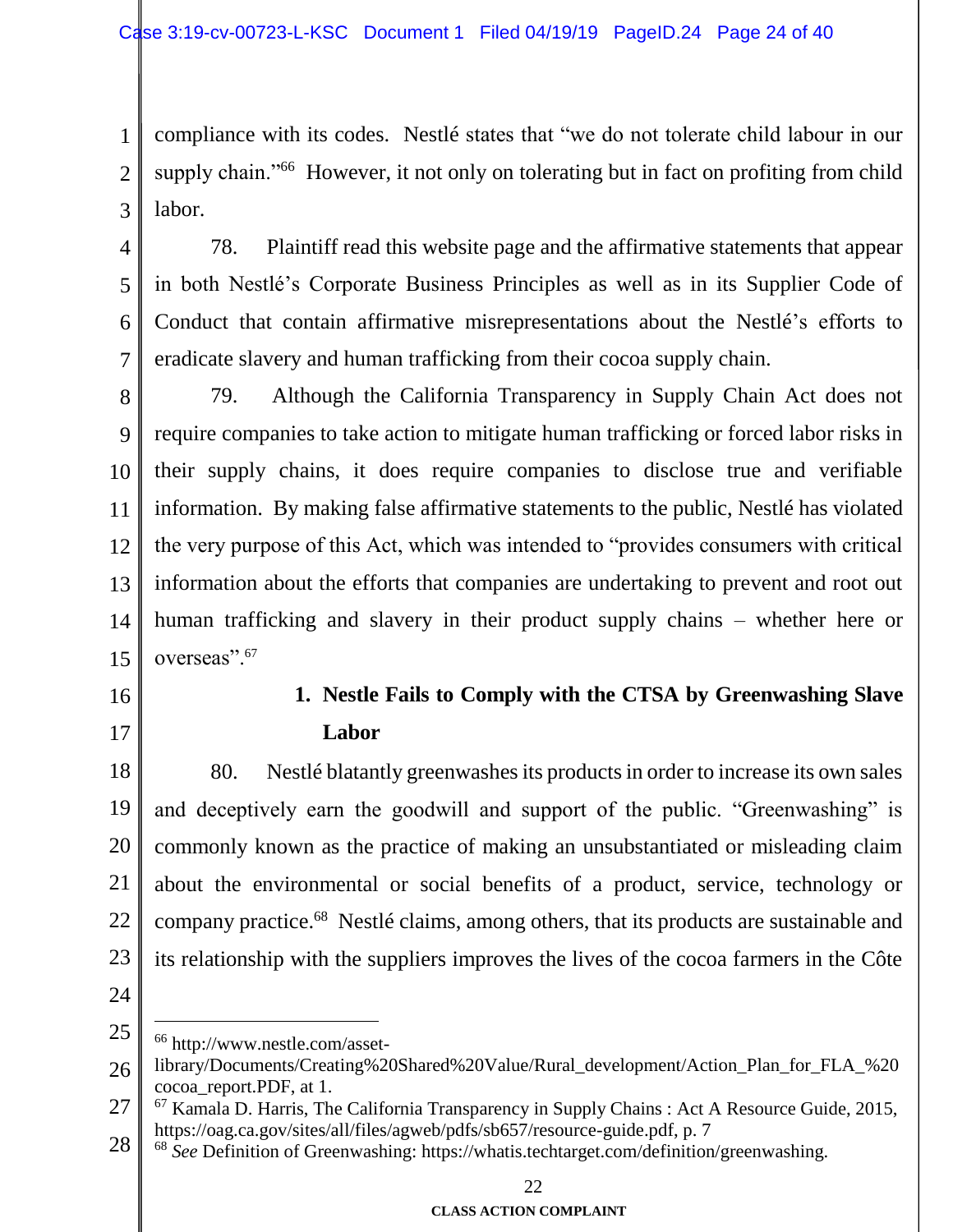compliance with its codes. Nestlé states that "we do not tolerate child labour in our supply chain."[66] However, it not only on tolerating but in fact on profiting from child labor.

78. Plaintiff read this website page and the affirmative statements that appear in both Nestlé's Corporate Business Principles as well as in its Supplier Code of Conduct that contain affirmative misrepresentations about the Nestlé's efforts to eradicate slavery and human trafficking from their cocoa supply chain.

79. Although the California Transparency in Supply Chain Act does not require companies to take action to mitigate human trafficking or forced labor risks in their supply chains, it does require companies to disclose true and verifiable information. By making false affirmative statements to the public, Nestlé has violated the very purpose of this Act, which was intended to "provides consumers with critical information about the efforts that companies are undertaking to prevent and root out human trafficking and slavery in their product supply chains – whether here or overseas".[67]

**1. Nestle Fails to Comply with the CTSA by Greenwashing Slave Labor**

80. Nestlé blatantly greenwashes its products in order to increase its own sales and deceptively earn the goodwill and support of the public. "Greenwashing" is commonly known as the practice of making an unsubstantiated or misleading claim about the environmental or social benefits of a product, service, technology or company practice.[68] Nestlé claims, among others, that its products are sustainable and its relationship with the suppliers improves the lives of the cocoa farmers in the Côte

---

[66] http://www.nestle.com/asset-library/Documents/Creating%20Shared%20Value/Rural_development/Action_Plan_for_FLA_%20cocoa_report.PDF, at 1.

[67] Kamala D. Harris, The California Transparency in Supply Chains : Act A Resource Guide, 2015, https://oag.ca.gov/sites/all/files/agweb/pdfs/sb657/resource-guide.pdf, p. 7

[68] *See* Definition of Greenwashing: https://whatis.techtarget.com/definition/greenwashing.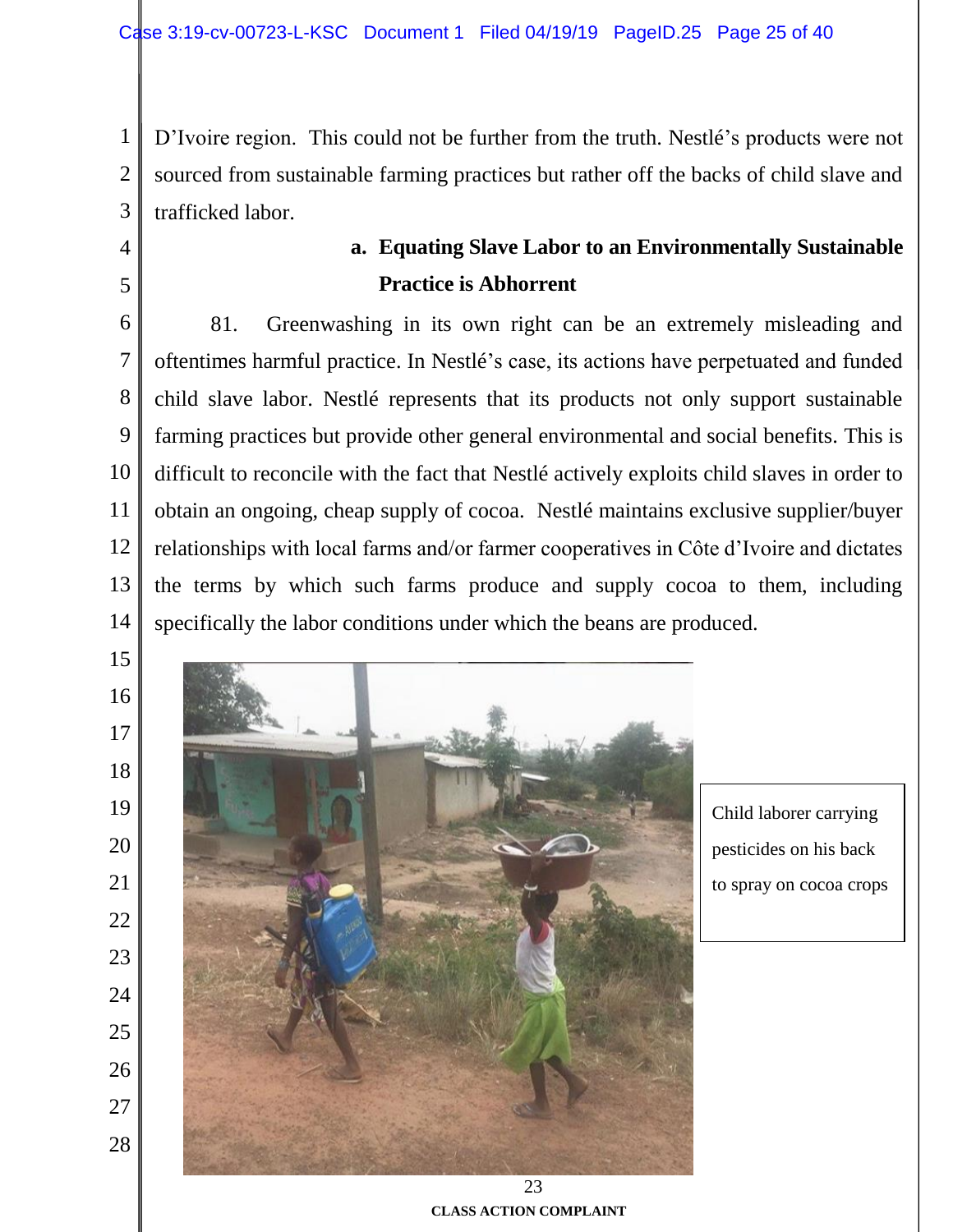D'Ivoire region. This could not be further from the truth. Nestlé's products were not sourced from sustainable farming practices but rather off the backs of child slave and trafficked labor.

**a. Equating Slave Labor to an Environmentally Sustainable Practice is Abhorrent**

81. Greenwashing in its own right can be an extremely misleading and oftentimes harmful practice. In Nestlé's case, its actions have perpetuated and funded child slave labor. Nestlé represents that its products not only support sustainable farming practices but provide other general environmental and social benefits. This is difficult to reconcile with the fact that Nestlé actively exploits child slaves in order to obtain an ongoing, cheap supply of cocoa. Nestlé maintains exclusive supplier/buyer relationships with local farms and/or farmer cooperatives in Côte d'Ivoire and dictates the terms by which such farms produce and supply cocoa to them, including specifically the labor conditions under which the beans are produced.

Child laborer carrying pesticides on his back to spray on cocoa crops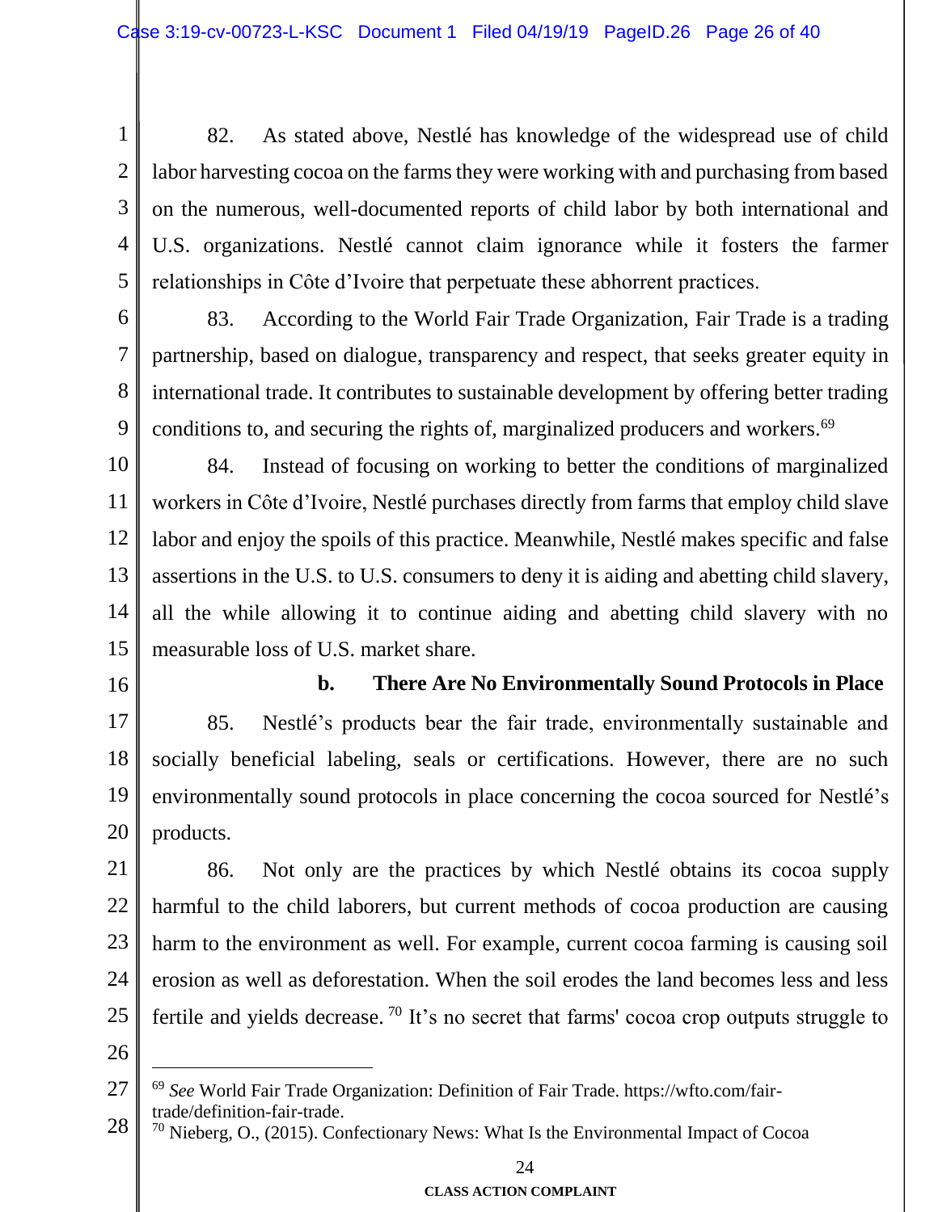82. As stated above, Nestlé has knowledge of the widespread use of child labor harvesting cocoa on the farms they were working with and purchasing from based on the numerous, well-documented reports of child labor by both international and U.S. organizations. Nestlé cannot claim ignorance while it fosters the farmer relationships in Côte d'Ivoire that perpetuate these abhorrent practices.

83. According to the World Fair Trade Organization, Fair Trade is a trading partnership, based on dialogue, transparency and respect, that seeks greater equity in international trade. It contributes to sustainable development by offering better trading conditions to, and securing the rights of, marginalized producers and workers.[69]

84. Instead of focusing on working to better the conditions of marginalized workers in Côte d'Ivoire, Nestlé purchases directly from farms that employ child slave labor and enjoy the spoils of this practice. Meanwhile, Nestlé makes specific and false assertions in the U.S. to U.S. consumers to deny it is aiding and abetting child slavery, all the while allowing it to continue aiding and abetting child slavery with no measurable loss of U.S. market share.

**b. There Are No Environmentally Sound Protocols in Place**

85. Nestlé's products bear the fair trade, environmentally sustainable and socially beneficial labeling, seals or certifications. However, there are no such environmentally sound protocols in place concerning the cocoa sourced for Nestlé's products.

86. Not only are the practices by which Nestlé obtains its cocoa supply harmful to the child laborers, but current methods of cocoa production are causing harm to the environment as well. For example, current cocoa farming is causing soil erosion as well as deforestation. When the soil erodes the land becomes less and less fertile and yields decrease.[70] It's no secret that farms' cocoa crop outputs struggle to

---

[69] *See* World Fair Trade Organization: Definition of Fair Trade. https://wfto.com/fair-trade/definition-fair-trade.

[70] Nieberg, O., (2015). Confectionary News: What Is the Environmental Impact of Cocoa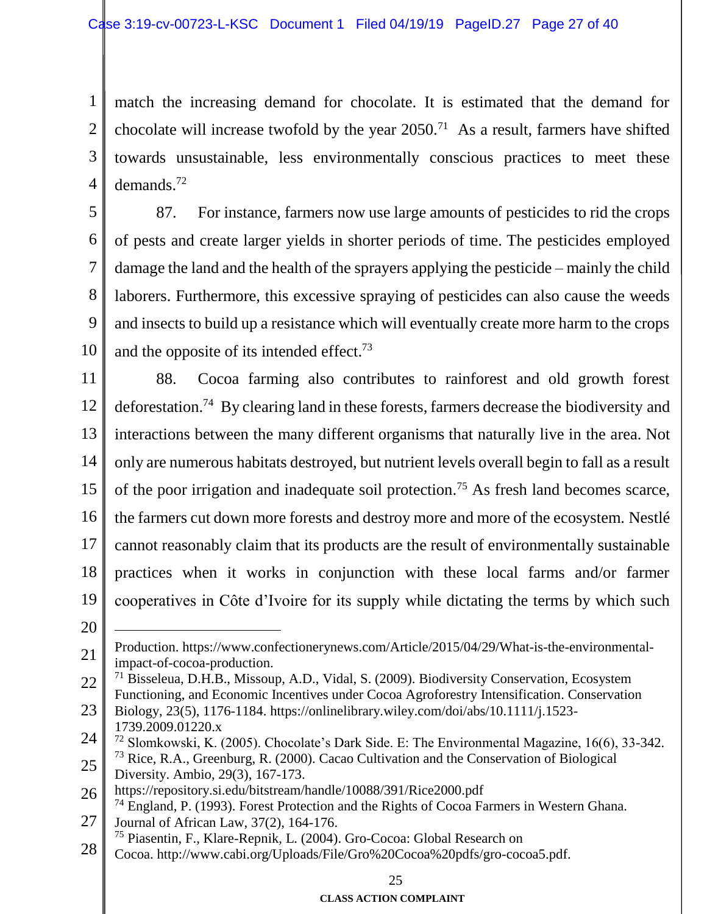match the increasing demand for chocolate. It is estimated that the demand for chocolate will increase twofold by the year 2050.[71] As a result, farmers have shifted towards unsustainable, less environmentally conscious practices to meet these demands.[72]

87. For instance, farmers now use large amounts of pesticides to rid the crops of pests and create larger yields in shorter periods of time. The pesticides employed damage the land and the health of the sprayers applying the pesticide – mainly the child laborers. Furthermore, this excessive spraying of pesticides can also cause the weeds and insects to build up a resistance which will eventually create more harm to the crops and the opposite of its intended effect.[73]

88. Cocoa farming also contributes to rainforest and old growth forest deforestation.[74] By clearing land in these forests, farmers decrease the biodiversity and interactions between the many different organisms that naturally live in the area. Not only are numerous habitats destroyed, but nutrient levels overall begin to fall as a result of the poor irrigation and inadequate soil protection.[75] As fresh land becomes scarce, the farmers cut down more forests and destroy more and more of the ecosystem. Nestlé cannot reasonably claim that its products are the result of environmentally sustainable practices when it works in conjunction with these local farms and/or farmer cooperatives in Côte d'Ivoire for its supply while dictating the terms by which such

---

Production. https://www.confectionerynews.com/Article/2015/04/29/What-is-the-environmental-impact-of-cocoa-production.

[71] Bisseleua, D.H.B., Missoup, A.D., Vidal, S. (2009). Biodiversity Conservation, Ecosystem Functioning, and Economic Incentives under Cocoa Agroforestry Intensification. Conservation Biology, 23(5), 1176-1184. https://onlinelibrary.wiley.com/doi/abs/10.1111/j.1523-1739.2009.01220.x

[72] Slomkowski, K. (2005). Chocolate's Dark Side. E: The Environmental Magazine, 16(6), 33-342.

[73] Rice, R.A., Greenburg, R. (2000). Cacao Cultivation and the Conservation of Biological Diversity. Ambio, 29(3), 167-173. https://repository.si.edu/bitstream/handle/10088/391/Rice2000.pdf

[74] England, P. (1993). Forest Protection and the Rights of Cocoa Farmers in Western Ghana. Journal of African Law, 37(2), 164-176.

[75] Piasentin, F., Klare-Repnik, L. (2004). Gro-Cocoa: Global Research on Cocoa. http://www.cabi.org/Uploads/File/Gro%20Cocoa%20pdfs/gro-cocoa5.pdf.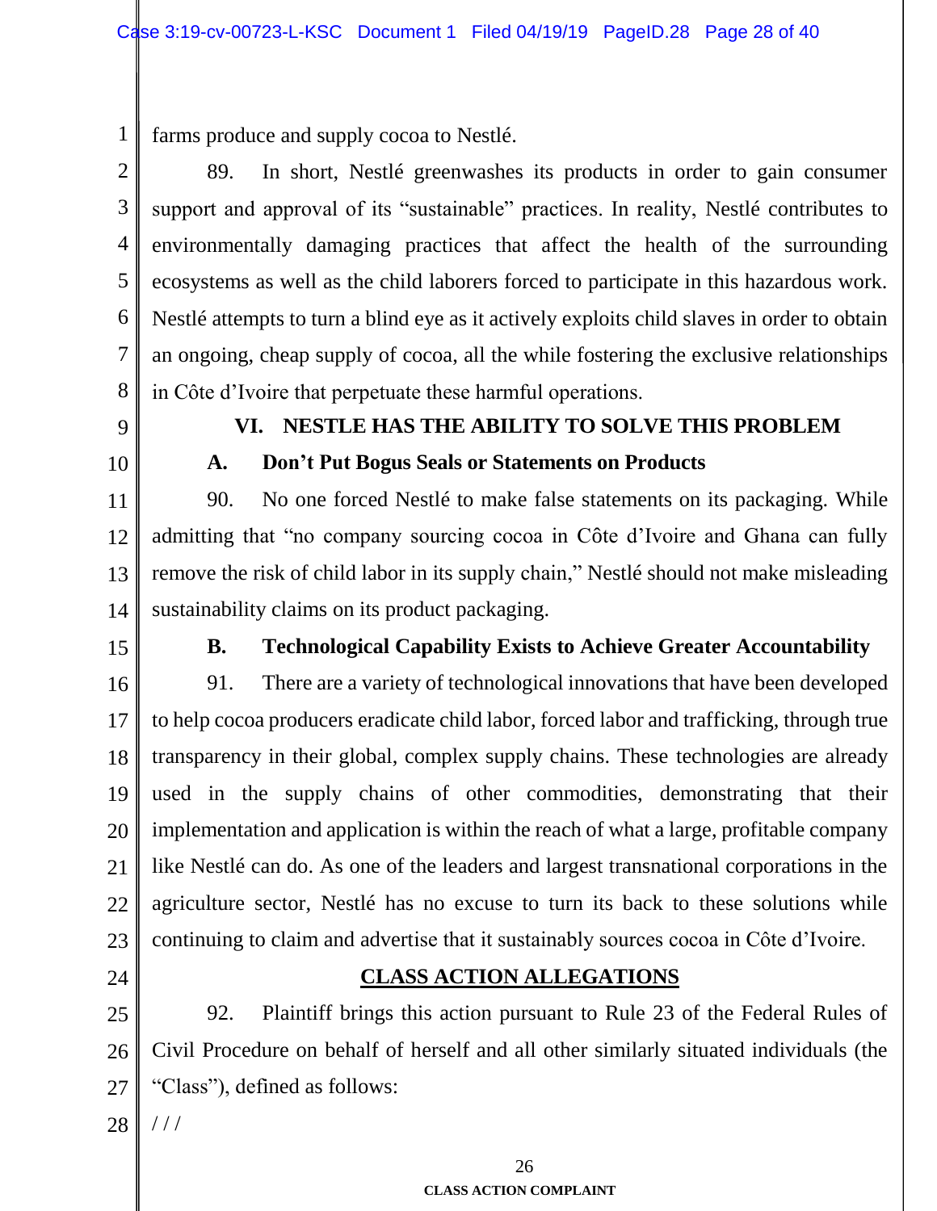farms produce and supply cocoa to Nestlé.

89. In short, Nestlé greenwashes its products in order to gain consumer support and approval of its "sustainable" practices. In reality, Nestlé contributes to environmentally damaging practices that affect the health of the surrounding ecosystems as well as the child laborers forced to participate in this hazardous work. Nestlé attempts to turn a blind eye as it actively exploits child slaves in order to obtain an ongoing, cheap supply of cocoa, all the while fostering the exclusive relationships in Côte d'Ivoire that perpetuate these harmful operations.

## VI. NESTLE HAS THE ABILITY TO SOLVE THIS PROBLEM

### A. Don't Put Bogus Seals or Statements on Products

90. No one forced Nestlé to make false statements on its packaging. While admitting that "no company sourcing cocoa in Côte d'Ivoire and Ghana can fully remove the risk of child labor in its supply chain," Nestlé should not make misleading sustainability claims on its product packaging.

### B. Technological Capability Exists to Achieve Greater Accountability

91. There are a variety of technological innovations that have been developed to help cocoa producers eradicate child labor, forced labor and trafficking, through true transparency in their global, complex supply chains. These technologies are already used in the supply chains of other commodities, demonstrating that their implementation and application is within the reach of what a large, profitable company like Nestlé can do. As one of the leaders and largest transnational corporations in the agriculture sector, Nestlé has no excuse to turn its back to these solutions while continuing to claim and advertise that it sustainably sources cocoa in Côte d'Ivoire.

## CLASS ACTION ALLEGATIONS

92. Plaintiff brings this action pursuant to Rule 23 of the Federal Rules of Civil Procedure on behalf of herself and all other similarly situated individuals (the "Class"), defined as follows:

/ / /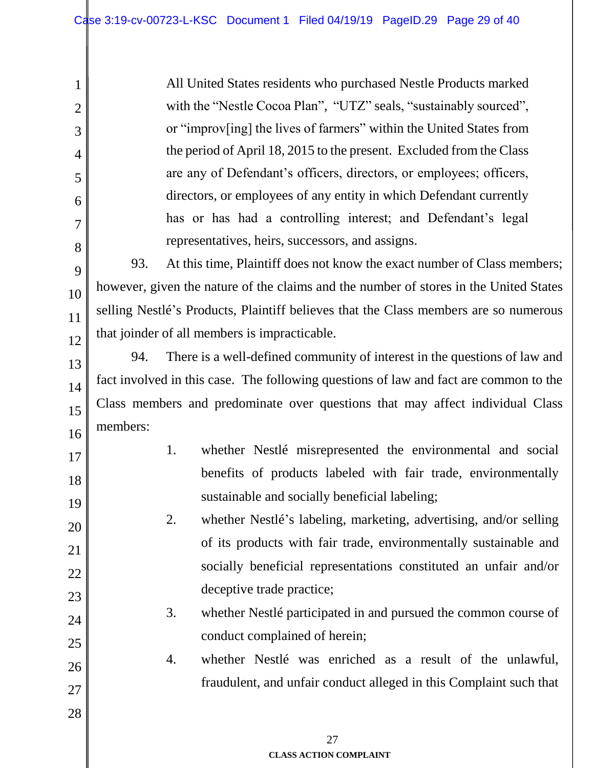> All United States residents who purchased Nestle Products marked with the "Nestle Cocoa Plan", "UTZ" seals, "sustainably sourced", or "improv[ing] the lives of farmers" within the United States from the period of April 18, 2015 to the present. Excluded from the Class are any of Defendant's officers, directors, or employees; officers, directors, or employees of any entity in which Defendant currently has or has had a controlling interest; and Defendant's legal representatives, heirs, successors, and assigns.

93. At this time, Plaintiff does not know the exact number of Class members; however, given the nature of the claims and the number of stores in the United States selling Nestlé's Products, Plaintiff believes that the Class members are so numerous that joinder of all members is impracticable.

94. There is a well-defined community of interest in the questions of law and fact involved in this case. The following questions of law and fact are common to the Class members and predominate over questions that may affect individual Class members:

1. whether Nestlé misrepresented the environmental and social benefits of products labeled with fair trade, environmentally sustainable and socially beneficial labeling;
2. whether Nestlé's labeling, marketing, advertising, and/or selling of its products with fair trade, environmentally sustainable and socially beneficial representations constituted an unfair and/or deceptive trade practice;
3. whether Nestlé participated in and pursued the common course of conduct complained of herein;
4. whether Nestlé was enriched as a result of the unlawful, fraudulent, and unfair conduct alleged in this Complaint such that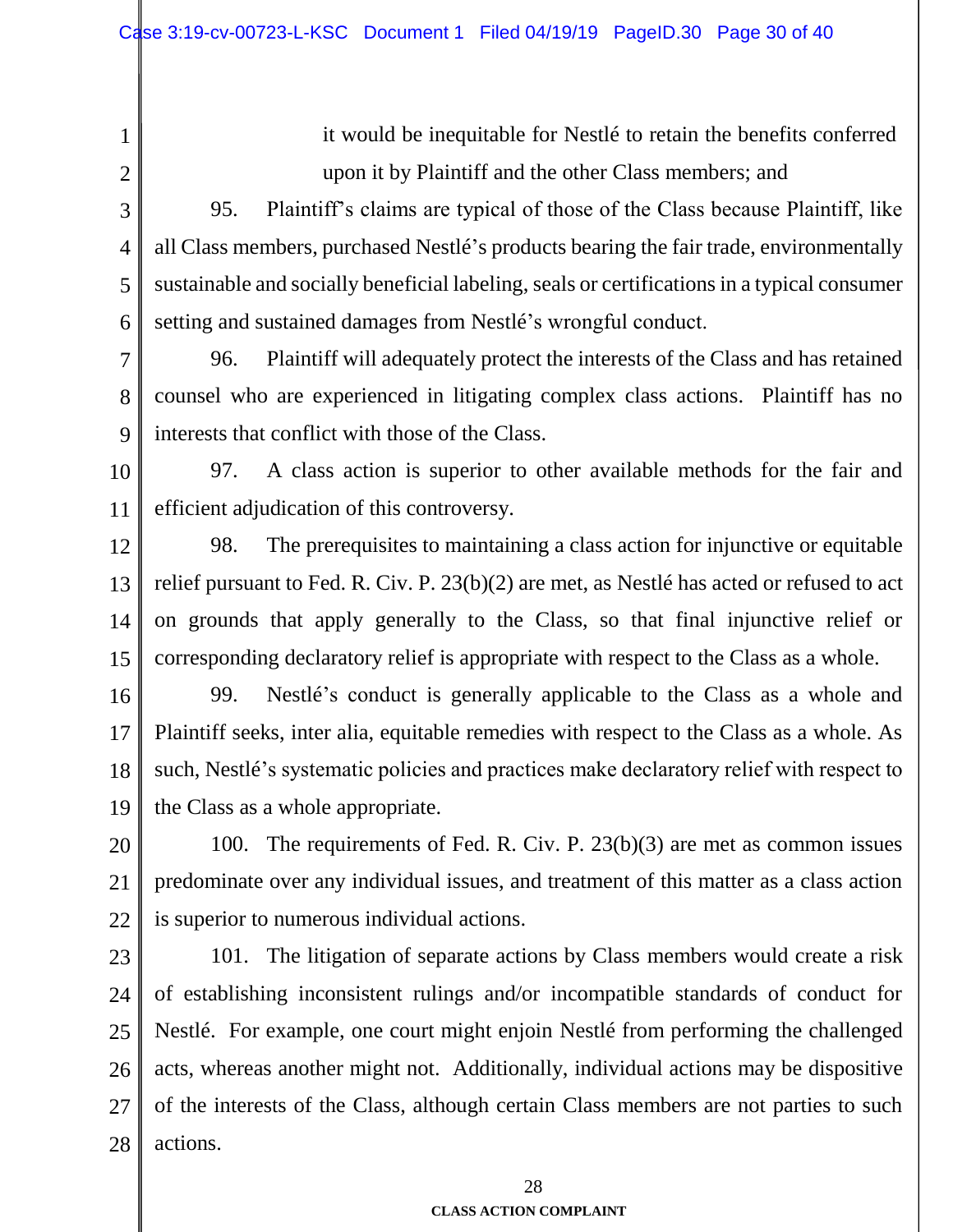it would be inequitable for Nestlé to retain the benefits conferred upon it by Plaintiff and the other Class members; and

95. Plaintiff's claims are typical of those of the Class because Plaintiff, like all Class members, purchased Nestlé's products bearing the fair trade, environmentally sustainable and socially beneficial labeling, seals or certifications in a typical consumer setting and sustained damages from Nestlé's wrongful conduct.

96. Plaintiff will adequately protect the interests of the Class and has retained counsel who are experienced in litigating complex class actions. Plaintiff has no interests that conflict with those of the Class.

97. A class action is superior to other available methods for the fair and efficient adjudication of this controversy.

98. The prerequisites to maintaining a class action for injunctive or equitable relief pursuant to Fed. R. Civ. P. 23(b)(2) are met, as Nestlé has acted or refused to act on grounds that apply generally to the Class, so that final injunctive relief or corresponding declaratory relief is appropriate with respect to the Class as a whole.

99. Nestlé's conduct is generally applicable to the Class as a whole and Plaintiff seeks, inter alia, equitable remedies with respect to the Class as a whole. As such, Nestlé's systematic policies and practices make declaratory relief with respect to the Class as a whole appropriate.

100. The requirements of Fed. R. Civ. P. 23(b)(3) are met as common issues predominate over any individual issues, and treatment of this matter as a class action is superior to numerous individual actions.

101. The litigation of separate actions by Class members would create a risk of establishing inconsistent rulings and/or incompatible standards of conduct for Nestlé. For example, one court might enjoin Nestlé from performing the challenged acts, whereas another might not. Additionally, individual actions may be dispositive of the interests of the Class, although certain Class members are not parties to such actions.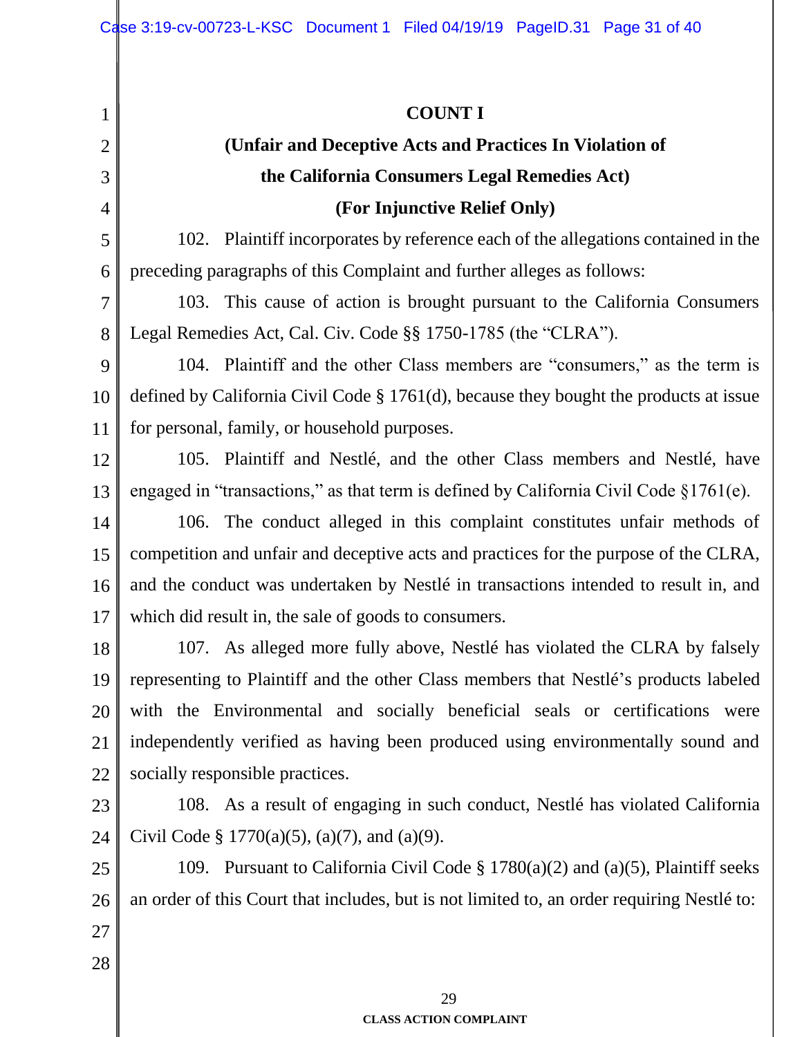**COUNT I**

**(Unfair and Deceptive Acts and Practices In Violation of the California Consumers Legal Remedies Act)**

**(For Injunctive Relief Only)**

102. Plaintiff incorporates by reference each of the allegations contained in the preceding paragraphs of this Complaint and further alleges as follows:

103. This cause of action is brought pursuant to the California Consumers Legal Remedies Act, Cal. Civ. Code §§ 1750-1785 (the "CLRA").

104. Plaintiff and the other Class members are "consumers," as the term is defined by California Civil Code § 1761(d), because they bought the products at issue for personal, family, or household purposes.

105. Plaintiff and Nestlé, and the other Class members and Nestlé, have engaged in "transactions," as that term is defined by California Civil Code §1761(e).

106. The conduct alleged in this complaint constitutes unfair methods of competition and unfair and deceptive acts and practices for the purpose of the CLRA, and the conduct was undertaken by Nestlé in transactions intended to result in, and which did result in, the sale of goods to consumers.

107. As alleged more fully above, Nestlé has violated the CLRA by falsely representing to Plaintiff and the other Class members that Nestlé's products labeled with the Environmental and socially beneficial seals or certifications were independently verified as having been produced using environmentally sound and socially responsible practices.

108. As a result of engaging in such conduct, Nestlé has violated California Civil Code § 1770(a)(5), (a)(7), and (a)(9).

109. Pursuant to California Civil Code § 1780(a)(2) and (a)(5), Plaintiff seeks an order of this Court that includes, but is not limited to, an order requiring Nestlé to: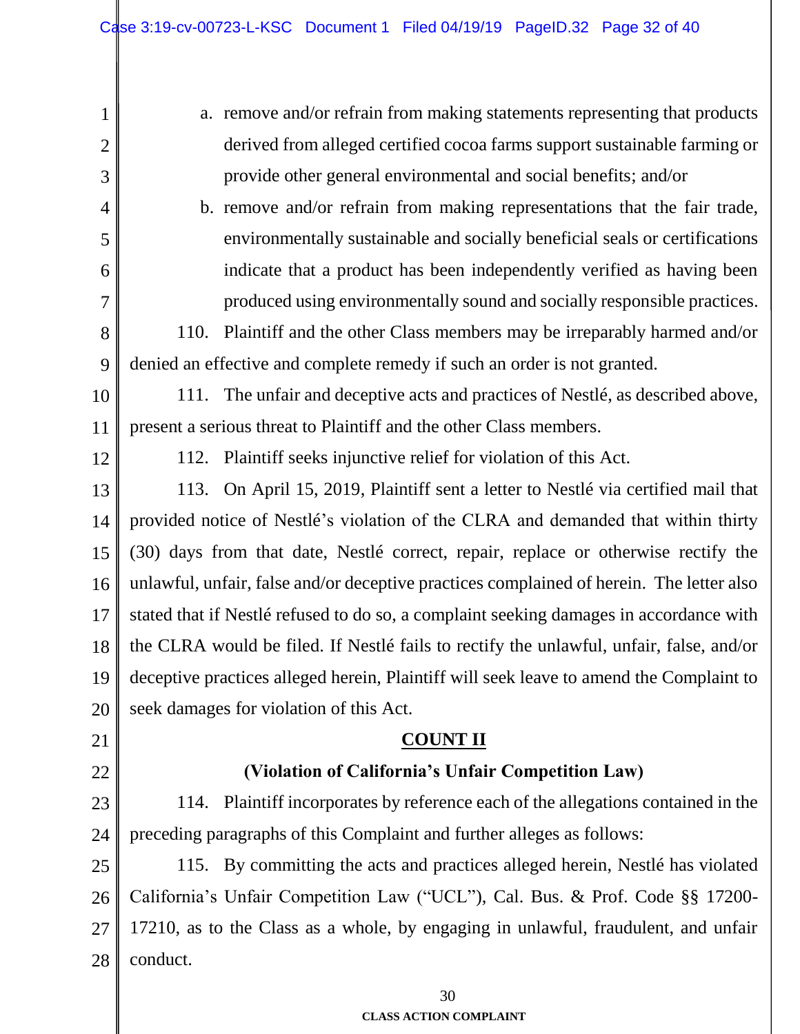a. remove and/or refrain from making statements representing that products derived from alleged certified cocoa farms support sustainable farming or provide other general environmental and social benefits; and/or

b. remove and/or refrain from making representations that the fair trade, environmentally sustainable and socially beneficial seals or certifications indicate that a product has been independently verified as having been produced using environmentally sound and socially responsible practices.

110. Plaintiff and the other Class members may be irreparably harmed and/or denied an effective and complete remedy if such an order is not granted.

111. The unfair and deceptive acts and practices of Nestlé, as described above, present a serious threat to Plaintiff and the other Class members.

112. Plaintiff seeks injunctive relief for violation of this Act.

113. On April 15, 2019, Plaintiff sent a letter to Nestlé via certified mail that provided notice of Nestlé's violation of the CLRA and demanded that within thirty (30) days from that date, Nestlé correct, repair, replace or otherwise rectify the unlawful, unfair, false and/or deceptive practices complained of herein. The letter also stated that if Nestlé refused to do so, a complaint seeking damages in accordance with the CLRA would be filed. If Nestlé fails to rectify the unlawful, unfair, false, and/or deceptive practices alleged herein, Plaintiff will seek leave to amend the Complaint to seek damages for violation of this Act.

## COUNT II

### (Violation of California's Unfair Competition Law)

114. Plaintiff incorporates by reference each of the allegations contained in the preceding paragraphs of this Complaint and further alleges as follows:

115. By committing the acts and practices alleged herein, Nestlé has violated California's Unfair Competition Law ("UCL"), Cal. Bus. & Prof. Code §§ 17200-17210, as to the Class as a whole, by engaging in unlawful, fraudulent, and unfair conduct.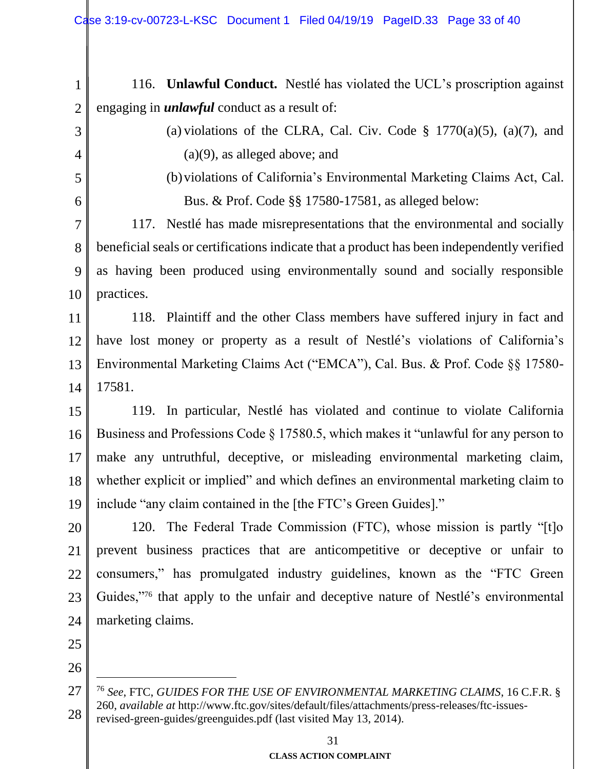116. **Unlawful Conduct.** Nestlé has violated the UCL's proscription against engaging in ***unlawful*** conduct as a result of:

(a) violations of the CLRA, Cal. Civ. Code § 1770(a)(5), (a)(7), and (a)(9), as alleged above; and

(b) violations of California's Environmental Marketing Claims Act, Cal. Bus. & Prof. Code §§ 17580-17581, as alleged below:

117. Nestlé has made misrepresentations that the environmental and socially beneficial seals or certifications indicate that a product has been independently verified as having been produced using environmentally sound and socially responsible practices.

118. Plaintiff and the other Class members have suffered injury in fact and have lost money or property as a result of Nestlé's violations of California's Environmental Marketing Claims Act ("EMCA"), Cal. Bus. & Prof. Code §§ 17580-17581.

119. In particular, Nestlé has violated and continue to violate California Business and Professions Code § 17580.5, which makes it "unlawful for any person to make any untruthful, deceptive, or misleading environmental marketing claim, whether explicit or implied" and which defines an environmental marketing claim to include "any claim contained in the [the FTC's Green Guides]."

120. The Federal Trade Commission (FTC), whose mission is partly "[t]o prevent business practices that are anticompetitive or deceptive or unfair to consumers," has promulgated industry guidelines, known as the "FTC Green Guides,"[76] that apply to the unfair and deceptive nature of Nestlé's environmental marketing claims.

---

[76] *See*, FTC, *GUIDES FOR THE USE OF ENVIRONMENTAL MARKETING CLAIMS*, 16 C.F.R. § 260, *available at* http://www.ftc.gov/sites/default/files/attachments/press-releases/ftc-issues-revised-green-guides/greenguides.pdf (last visited May 13, 2014).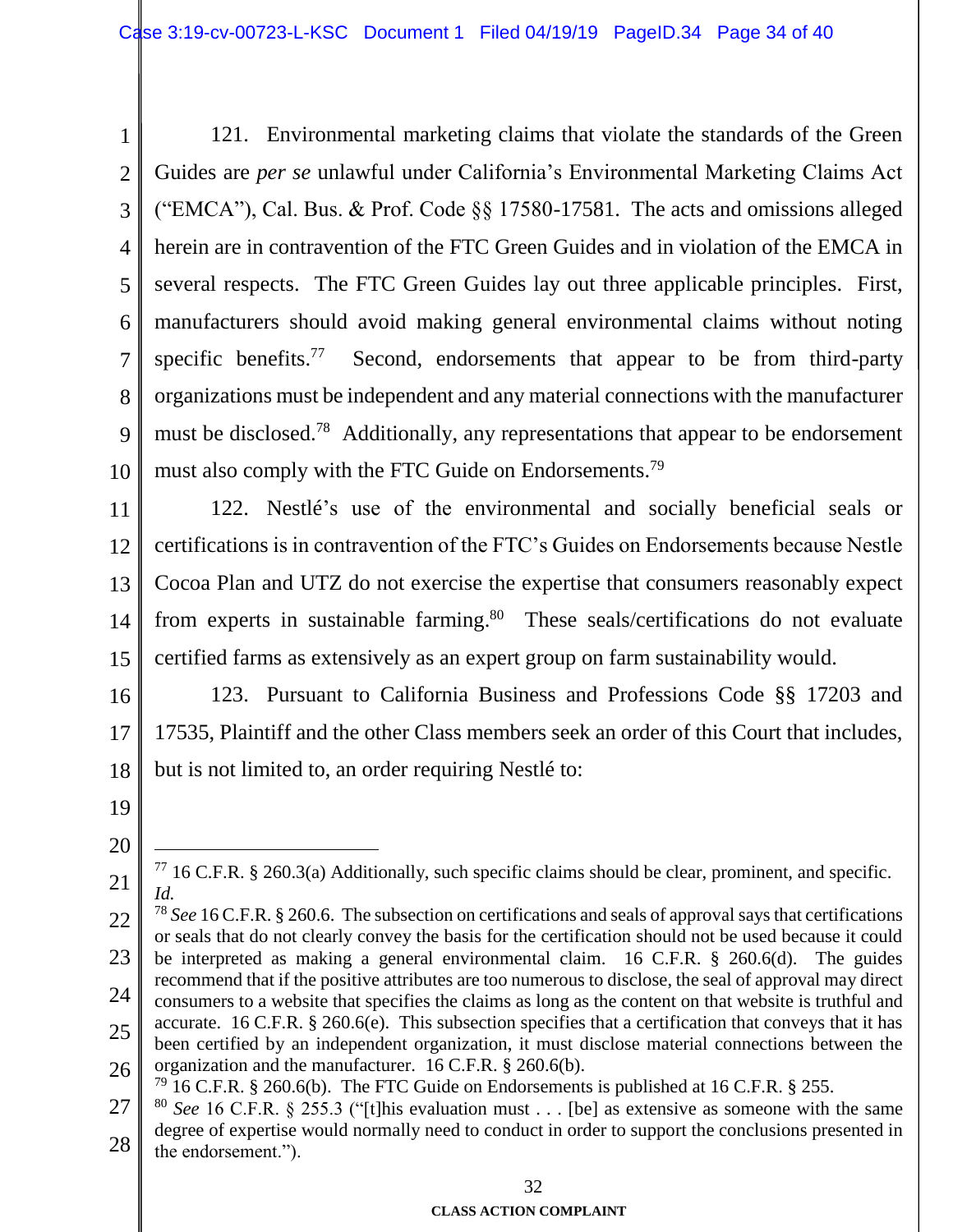121. Environmental marketing claims that violate the standards of the Green Guides are *per se* unlawful under California's Environmental Marketing Claims Act ("EMCA"), Cal. Bus. & Prof. Code §§ 17580-17581. The acts and omissions alleged herein are in contravention of the FTC Green Guides and in violation of the EMCA in several respects. The FTC Green Guides lay out three applicable principles. First, manufacturers should avoid making general environmental claims without noting specific benefits.[77] Second, endorsements that appear to be from third-party organizations must be independent and any material connections with the manufacturer must be disclosed.[78] Additionally, any representations that appear to be endorsement must also comply with the FTC Guide on Endorsements.[79]

122. Nestlé's use of the environmental and socially beneficial seals or certifications is in contravention of the FTC's Guides on Endorsements because Nestle Cocoa Plan and UTZ do not exercise the expertise that consumers reasonably expect from experts in sustainable farming.[80] These seals/certifications do not evaluate certified farms as extensively as an expert group on farm sustainability would.

123. Pursuant to California Business and Professions Code §§ 17203 and 17535, Plaintiff and the other Class members seek an order of this Court that includes, but is not limited to, an order requiring Nestlé to:

---

[77] 16 C.F.R. § 260.3(a) Additionally, such specific claims should be clear, prominent, and specific. *Id.*

[78] *See* 16 C.F.R. § 260.6. The subsection on certifications and seals of approval says that certifications or seals that do not clearly convey the basis for the certification should not be used because it could be interpreted as making a general environmental claim. 16 C.F.R. § 260.6(d). The guides recommend that if the positive attributes are too numerous to disclose, the seal of approval may direct consumers to a website that specifies the claims as long as the content on that website is truthful and accurate. 16 C.F.R. § 260.6(e). This subsection specifies that a certification that conveys that it has been certified by an independent organization, it must disclose material connections between the organization and the manufacturer. 16 C.F.R. § 260.6(b).

[79] 16 C.F.R. § 260.6(b). The FTC Guide on Endorsements is published at 16 C.F.R. § 255.

[80] *See* 16 C.F.R. § 255.3 ("[t]his evaluation must . . . [be] as extensive as someone with the same degree of expertise would normally need to conduct in order to support the conclusions presented in the endorsement.").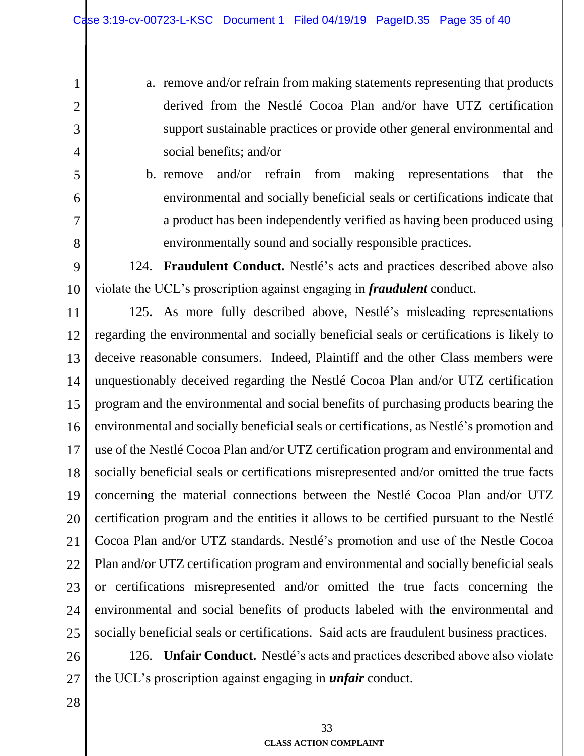a. remove and/or refrain from making statements representing that products derived from the Nestlé Cocoa Plan and/or have UTZ certification support sustainable practices or provide other general environmental and social benefits; and/or

b. remove and/or refrain from making representations that the environmental and socially beneficial seals or certifications indicate that a product has been independently verified as having been produced using environmentally sound and socially responsible practices.

124. **Fraudulent Conduct.** Nestlé's acts and practices described above also violate the UCL's proscription against engaging in ***fraudulent*** conduct.

125. As more fully described above, Nestlé's misleading representations regarding the environmental and socially beneficial seals or certifications is likely to deceive reasonable consumers. Indeed, Plaintiff and the other Class members were unquestionably deceived regarding the Nestlé Cocoa Plan and/or UTZ certification program and the environmental and social benefits of purchasing products bearing the environmental and socially beneficial seals or certifications, as Nestlé's promotion and use of the Nestlé Cocoa Plan and/or UTZ certification program and environmental and socially beneficial seals or certifications misrepresented and/or omitted the true facts concerning the material connections between the Nestlé Cocoa Plan and/or UTZ certification program and the entities it allows to be certified pursuant to the Nestlé Cocoa Plan and/or UTZ standards. Nestlé's promotion and use of the Nestle Cocoa Plan and/or UTZ certification program and environmental and socially beneficial seals or certifications misrepresented and/or omitted the true facts concerning the environmental and social benefits of products labeled with the environmental and socially beneficial seals or certifications. Said acts are fraudulent business practices.

126. **Unfair Conduct.** Nestlé's acts and practices described above also violate the UCL's proscription against engaging in ***unfair*** conduct.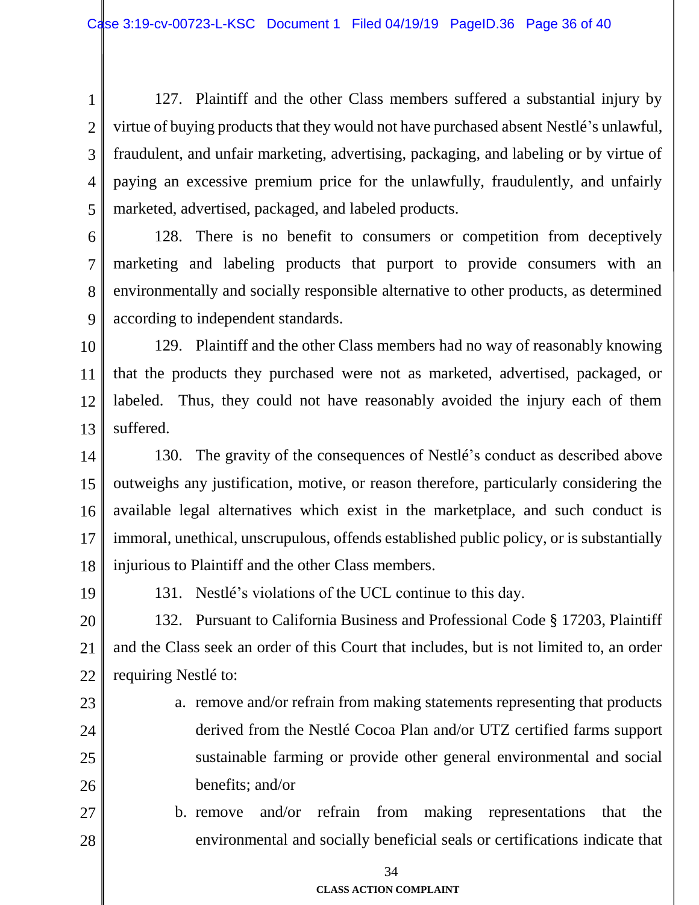127. Plaintiff and the other Class members suffered a substantial injury by virtue of buying products that they would not have purchased absent Nestlé's unlawful, fraudulent, and unfair marketing, advertising, packaging, and labeling or by virtue of paying an excessive premium price for the unlawfully, fraudulently, and unfairly marketed, advertised, packaged, and labeled products.

128. There is no benefit to consumers or competition from deceptively marketing and labeling products that purport to provide consumers with an environmentally and socially responsible alternative to other products, as determined according to independent standards.

129. Plaintiff and the other Class members had no way of reasonably knowing that the products they purchased were not as marketed, advertised, packaged, or labeled. Thus, they could not have reasonably avoided the injury each of them suffered.

130. The gravity of the consequences of Nestlé's conduct as described above outweighs any justification, motive, or reason therefore, particularly considering the available legal alternatives which exist in the marketplace, and such conduct is immoral, unethical, unscrupulous, offends established public policy, or is substantially injurious to Plaintiff and the other Class members.

131. Nestlé's violations of the UCL continue to this day.

132. Pursuant to California Business and Professional Code § 17203, Plaintiff and the Class seek an order of this Court that includes, but is not limited to, an order requiring Nestlé to:

a. remove and/or refrain from making statements representing that products derived from the Nestlé Cocoa Plan and/or UTZ certified farms support sustainable farming or provide other general environmental and social benefits; and/or

b. remove and/or refrain from making representations that the environmental and socially beneficial seals or certifications indicate that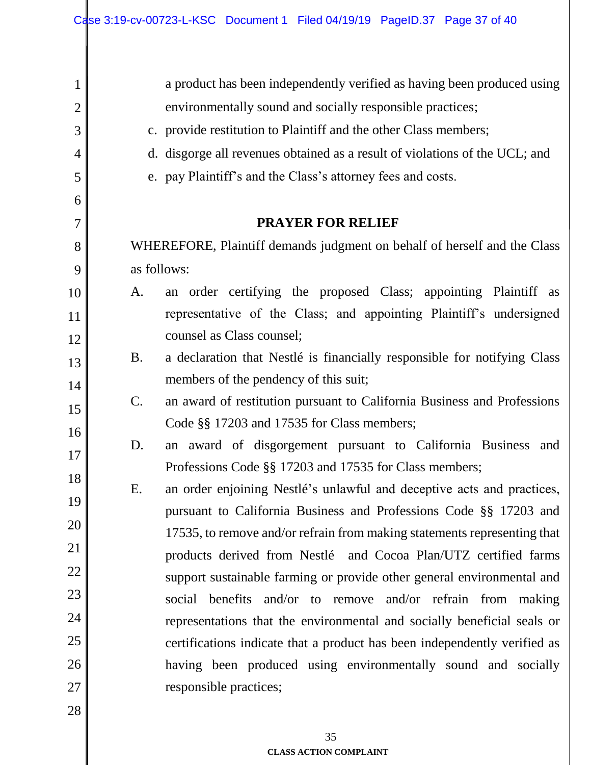a product has been independently verified as having been produced using environmentally sound and socially responsible practices;

c. provide restitution to Plaintiff and the other Class members;

d. disgorge all revenues obtained as a result of violations of the UCL; and

e. pay Plaintiff's and the Class's attorney fees and costs.

## PRAYER FOR RELIEF

WHEREFORE, Plaintiff demands judgment on behalf of herself and the Class as follows:

A. an order certifying the proposed Class; appointing Plaintiff as representative of the Class; and appointing Plaintiff's undersigned counsel as Class counsel;

B. a declaration that Nestlé is financially responsible for notifying Class members of the pendency of this suit;

C. an award of restitution pursuant to California Business and Professions Code §§ 17203 and 17535 for Class members;

D. an award of disgorgement pursuant to California Business and Professions Code §§ 17203 and 17535 for Class members;

E. an order enjoining Nestlé's unlawful and deceptive acts and practices, pursuant to California Business and Professions Code §§ 17203 and 17535, to remove and/or refrain from making statements representing that products derived from Nestlé and Cocoa Plan/UTZ certified farms support sustainable farming or provide other general environmental and social benefits and/or to remove and/or refrain from making representations that the environmental and socially beneficial seals or certifications indicate that a product has been independently verified as having been produced using environmentally sound and socially responsible practices;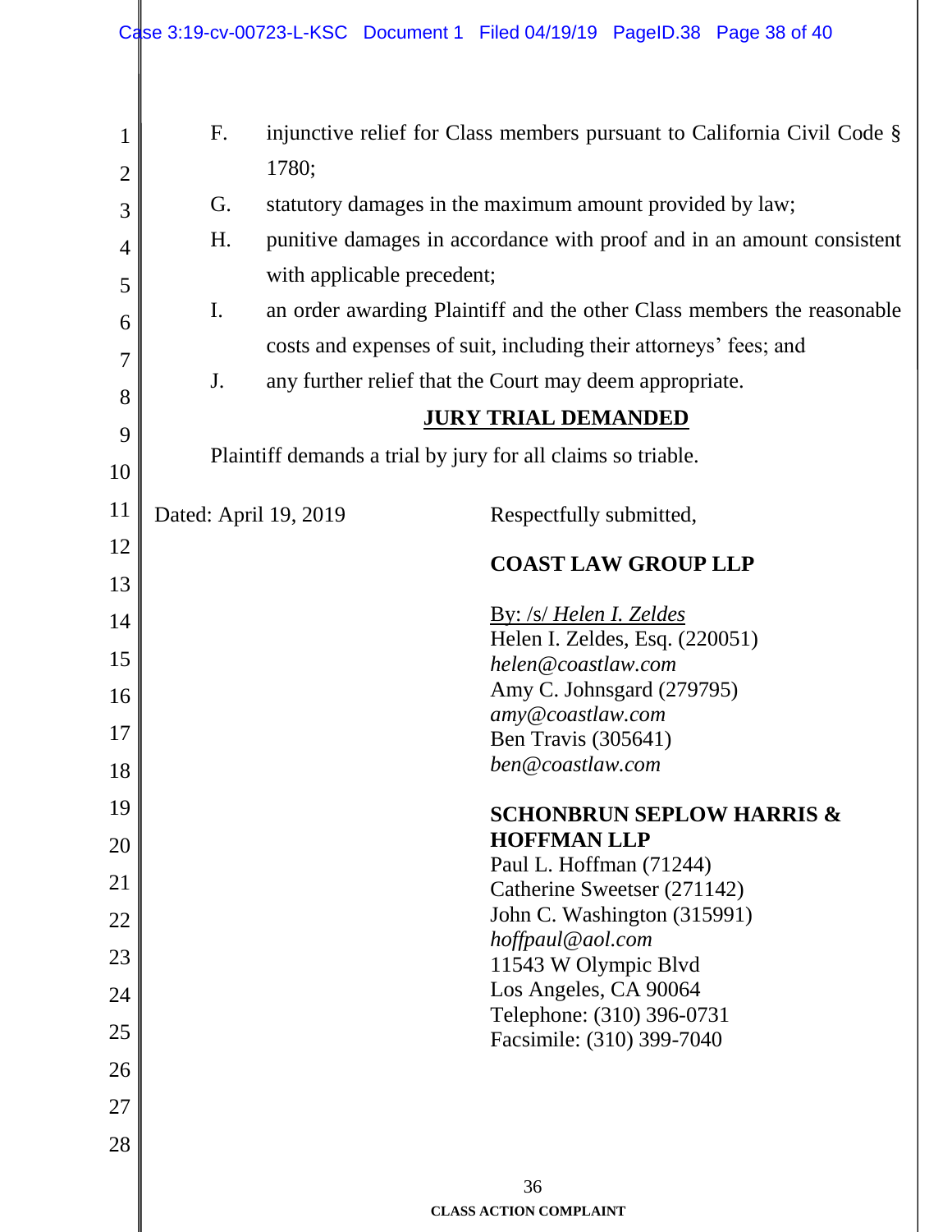F. injunctive relief for Class members pursuant to California Civil Code § 1780;

G. statutory damages in the maximum amount provided by law;

H. punitive damages in accordance with proof and in an amount consistent with applicable precedent;

I. an order awarding Plaintiff and the other Class members the reasonable costs and expenses of suit, including their attorneys' fees; and

J. any further relief that the Court may deem appropriate.

## JURY TRIAL DEMANDED

Plaintiff demands a trial by jury for all claims so triable.

Dated: April 19, 2019

Respectfully submitted,

**COAST LAW GROUP LLP**

By: /s/ *Helen I. Zeldes*
Helen I. Zeldes, Esq. (220051)
*helen@coastlaw.com*
Amy C. Johnsgard (279795)
*amy@coastlaw.com*
Ben Travis (305641)
*ben@coastlaw.com*

**SCHONBRUN SEPLOW HARRIS & HOFFMAN LLP**
Paul L. Hoffman (71244)
Catherine Sweetser (271142)
John C. Washington (315991)
*hoffpaul@aol.com*
11543 W Olympic Blvd
Los Angeles, CA 90064
Telephone: (310) 396-0731
Facsimile: (310) 399-7040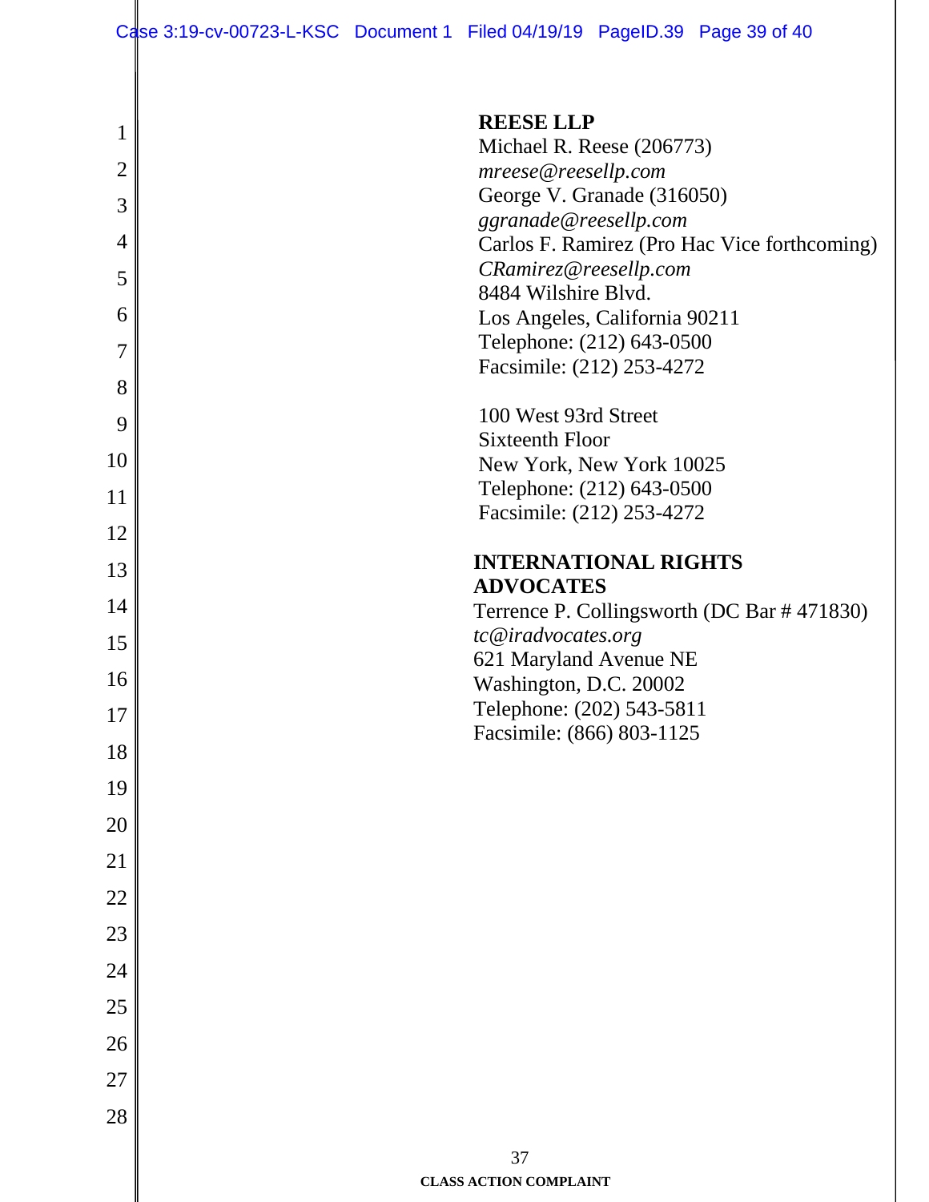**REESE LLP**
Michael R. Reese (206773)
*mreese@reesellp.com*
George V. Granade (316050)
*ggranade@reesellp.com*
Carlos F. Ramirez (Pro Hac Vice forthcoming)
*CRamirez@reesellp.com*
8484 Wilshire Blvd.
Los Angeles, California 90211
Telephone: (212) 643-0500
Facsimile: (212) 253-4272

100 West 93rd Street
Sixteenth Floor
New York, New York 10025
Telephone: (212) 643-0500
Facsimile: (212) 253-4272

**INTERNATIONAL RIGHTS ADVOCATES**
Terrence P. Collingsworth (DC Bar # 471830)
*tc@iradvocates.org*
621 Maryland Avenue NE
Washington, D.C. 20002
Telephone: (202) 543-5811
Facsimile: (866) 803-1125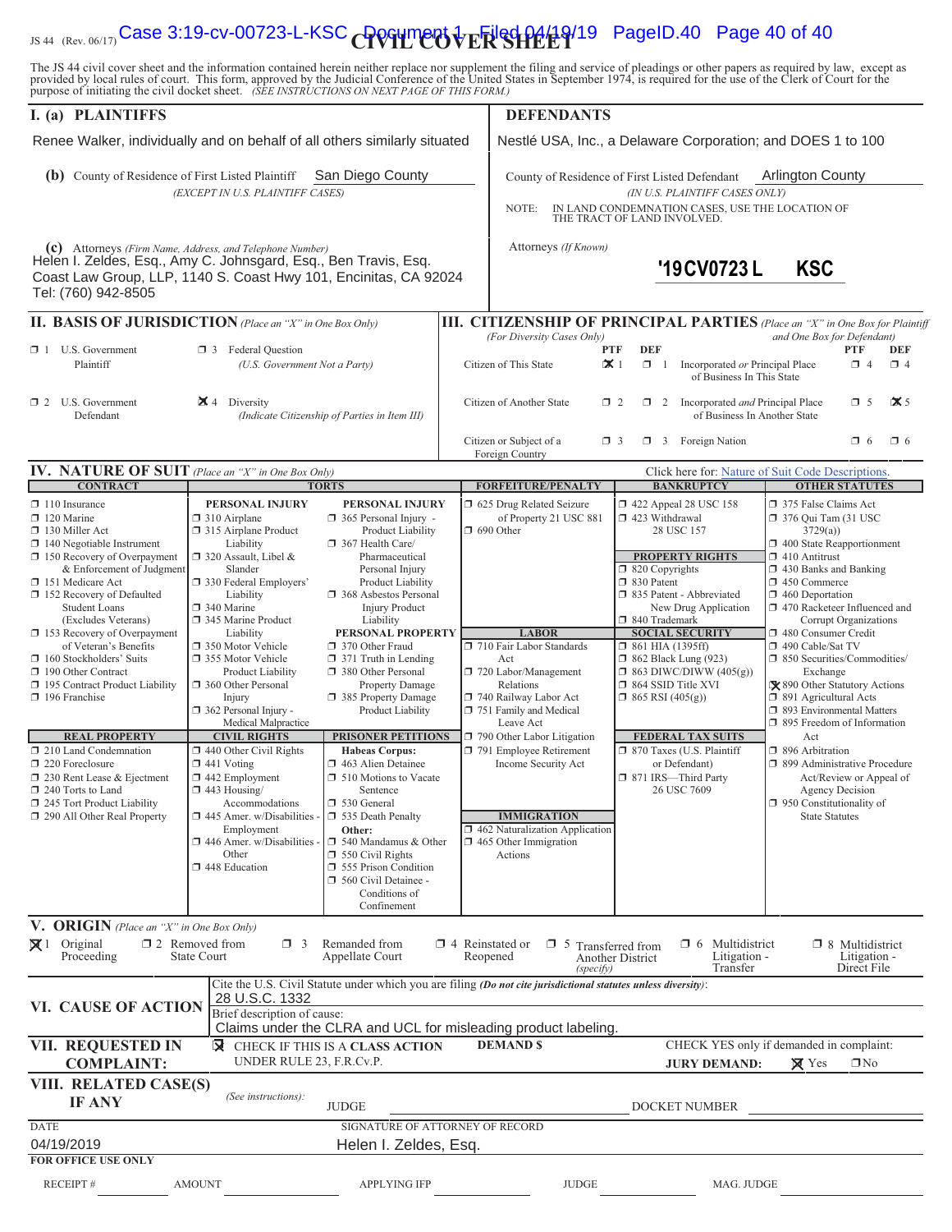JS 44 (Rev. 06/17)

# CIVIL COVER SHEET

The JS 44 civil cover sheet and the information contained herein neither replace nor supplement the filing and service of pleadings or other papers as required by law, except as provided by local rules of court. This form, approved by the Judicial Conference of the United States in September 1974, is required for the use of the Clerk of Court for the purpose of initiating the civil docket sheet. *(SEE INSTRUCTIONS ON NEXT PAGE OF THIS FORM.)*

## I. (a) PLAINTIFFS

Renee Walker, individually and on behalf of all others similarly situated

**(b)** County of Residence of First Listed Plaintiff: San Diego County
*(EXCEPT IN U.S. PLAINTIFF CASES)*

**(c)** Attorneys *(Firm Name, Address, and Telephone Number)*
Helen I. Zeldes, Esq., Amy C. Johnsgard, Esq., Ben Travis, Esq.
Coast Law Group, LLP, 1140 S. Coast Hwy 101, Encinitas, CA 92024
Tel: (760) 942-8505

## DEFENDANTS

Nestlé USA, Inc., a Delaware Corporation; and DOES 1 to 100

County of Residence of First Listed Defendant: Arlington County
*(IN U.S. PLAINTIFF CASES ONLY)*

NOTE: IN LAND CONDEMNATION CASES, USE THE LOCATION OF THE TRACT OF LAND INVOLVED.

Attorneys *(If Known)*

'19CV0723 L KSC

## II. BASIS OF JURISDICTION *(Place an "X" in One Box Only)*

- ☐ 1 U.S. Government Plaintiff
- ☐ 3 Federal Question *(U.S. Government Not a Party)*
- ☐ 2 U.S. Government Defendant
- ☒ 4 Diversity *(Indicate Citizenship of Parties in Item III)*

## III. CITIZENSHIP OF PRINCIPAL PARTIES *(Place an "X" in One Box for Plaintiff and One Box for Defendant)*

*(For Diversity Cases Only)*

| | PTF | DEF | | PTF | DEF |
|---|---|---|---|---|---|
| Citizen of This State | ☒ 1 | ☐ 1 | Incorporated *or* Principal Place of Business In This State | ☐ 4 | ☐ 4 |
| Citizen of Another State | ☐ 2 | ☐ 2 | Incorporated *and* Principal Place of Business In Another State | ☐ 5 | ☒ 5 |
| Citizen or Subject of a Foreign Country | ☐ 3 | ☐ 3 | Foreign Nation | ☐ 6 | ☐ 6 |

## IV. NATURE OF SUIT *(Place an "X" in One Box Only)*

Click here for: Nature of Suit Code Descriptions.

**CONTRACT**
- ☐ 110 Insurance
- ☐ 120 Marine
- ☐ 130 Miller Act
- ☐ 140 Negotiable Instrument
- ☐ 150 Recovery of Overpayment & Enforcement of Judgment
- ☐ 151 Medicare Act
- ☐ 152 Recovery of Defaulted Student Loans (Excludes Veterans)
- ☐ 153 Recovery of Overpayment of Veteran's Benefits
- ☐ 160 Stockholders' Suits
- ☐ 190 Other Contract
- ☐ 195 Contract Product Liability
- ☐ 196 Franchise

**REAL PROPERTY**
- ☐ 210 Land Condemnation
- ☐ 220 Foreclosure
- ☐ 230 Rent Lease & Ejectment
- ☐ 240 Torts to Land
- ☐ 245 Tort Product Liability
- ☐ 290 All Other Real Property

**TORTS**

PERSONAL INJURY
- ☐ 310 Airplane
- ☐ 315 Airplane Product Liability
- ☐ 320 Assault, Libel & Slander
- ☐ 330 Federal Employers' Liability
- ☐ 340 Marine
- ☐ 345 Marine Product Liability
- ☐ 350 Motor Vehicle
- ☐ 355 Motor Vehicle Product Liability
- ☐ 360 Other Personal Injury
- ☐ 362 Personal Injury - Medical Malpractice

PERSONAL INJURY
- ☐ 365 Personal Injury - Product Liability
- ☐ 367 Health Care/ Pharmaceutical Personal Injury Product Liability
- ☐ 368 Asbestos Personal Injury Product Liability

PERSONAL PROPERTY
- ☐ 370 Other Fraud
- ☐ 371 Truth in Lending
- ☐ 380 Other Personal Property Damage
- ☐ 385 Property Damage Product Liability

**CIVIL RIGHTS**
- ☐ 440 Other Civil Rights
- ☐ 441 Voting
- ☐ 442 Employment
- ☐ 443 Housing/ Accommodations
- ☐ 445 Amer. w/Disabilities - Employment
- ☐ 446 Amer. w/Disabilities - Other
- ☐ 448 Education

**PRISONER PETITIONS**

Habeas Corpus:
- ☐ 463 Alien Detainee
- ☐ 510 Motions to Vacate Sentence
- ☐ 530 General
- ☐ 535 Death Penalty

Other:
- ☐ 540 Mandamus & Other
- ☐ 550 Civil Rights
- ☐ 555 Prison Condition
- ☐ 560 Civil Detainee - Conditions of Confinement

**FORFEITURE/PENALTY**
- ☐ 625 Drug Related Seizure of Property 21 USC 881
- ☐ 690 Other

**LABOR**
- ☐ 710 Fair Labor Standards Act
- ☐ 720 Labor/Management Relations
- ☐ 740 Railway Labor Act
- ☐ 751 Family and Medical Leave Act
- ☐ 790 Other Labor Litigation
- ☐ 791 Employee Retirement Income Security Act

**IMMIGRATION**
- ☐ 462 Naturalization Application
- ☐ 465 Other Immigration Actions

**BANKRUPTCY**
- ☐ 422 Appeal 28 USC 158
- ☐ 423 Withdrawal 28 USC 157

**PROPERTY RIGHTS**
- ☐ 820 Copyrights
- ☐ 830 Patent
- ☐ 835 Patent - Abbreviated New Drug Application
- ☐ 840 Trademark

**SOCIAL SECURITY**
- ☐ 861 HIA (1395ff)
- ☐ 862 Black Lung (923)
- ☐ 863 DIWC/DIWW (405(g))
- ☐ 864 SSID Title XVI
- ☐ 865 RSI (405(g))

**FEDERAL TAX SUITS**
- ☐ 870 Taxes (U.S. Plaintiff or Defendant)
- ☐ 871 IRS—Third Party 26 USC 7609

**OTHER STATUTES**
- ☐ 375 False Claims Act
- ☐ 376 Qui Tam (31 USC 3729(a))
- ☐ 400 State Reapportionment
- ☐ 410 Antitrust
- ☐ 430 Banks and Banking
- ☐ 450 Commerce
- ☐ 460 Deportation
- ☐ 470 Racketeer Influenced and Corrupt Organizations
- ☐ 480 Consumer Credit
- ☐ 490 Cable/Sat TV
- ☐ 850 Securities/Commodities/ Exchange
- ☒ 890 Other Statutory Actions
- ☐ 891 Agricultural Acts
- ☐ 893 Environmental Matters
- ☐ 895 Freedom of Information Act
- ☐ 896 Arbitration
- ☐ 899 Administrative Procedure Act/Review or Appeal of Agency Decision
- ☐ 950 Constitutionality of State Statutes

## V. ORIGIN *(Place an "X" in One Box Only)*

- ☒ 1 Original Proceeding
- ☐ 2 Removed from State Court
- ☐ 3 Remanded from Appellate Court
- ☐ 4 Reinstated or Reopened
- ☐ 5 Transferred from Another District *(specify)*
- ☐ 6 Multidistrict Litigation - Transfer
- ☐ 8 Multidistrict Litigation - Direct File

## VI. CAUSE OF ACTION

Cite the U.S. Civil Statute under which you are filing *(Do not cite jurisdictional statutes unless diversity)*:
28 U.S.C. 1332

Brief description of cause:
Claims under the CLRA and UCL for misleading product labeling.

## VII. REQUESTED IN COMPLAINT:

☒ CHECK IF THIS IS A **CLASS ACTION** UNDER RULE 23, F.R.Cv.P.

**DEMAND $**

CHECK YES only if demanded in complaint:
**JURY DEMAND:** ☒ Yes ☐ No

## VIII. RELATED CASE(S) IF ANY

*(See instructions)*: JUDGE ______ DOCKET NUMBER ______

DATE: 04/19/2019

SIGNATURE OF ATTORNEY OF RECORD: Helen I. Zeldes, Esq.

**FOR OFFICE USE ONLY**

RECEIPT # ______ AMOUNT ______ APPLYING IFP ______ JUDGE ______ MAG. JUDGE ______